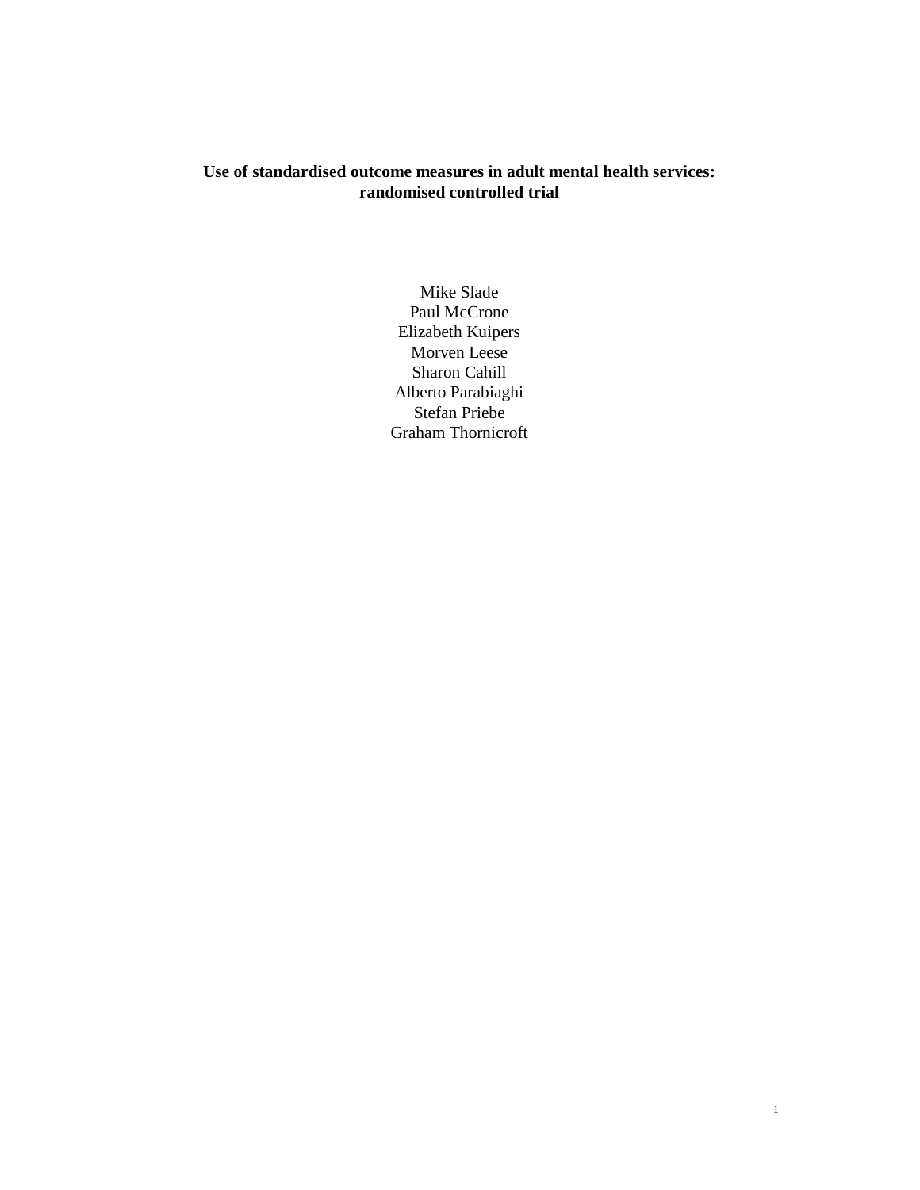# Use of standardised outcome measures in adult mental health services: randomised controlled trial

Mike Slade
Paul McCrone
Elizabeth Kuipers
Morven Leese
Sharon Cahill
Alberto Parabiaghi
Stefan Priebe
Graham Thornicroft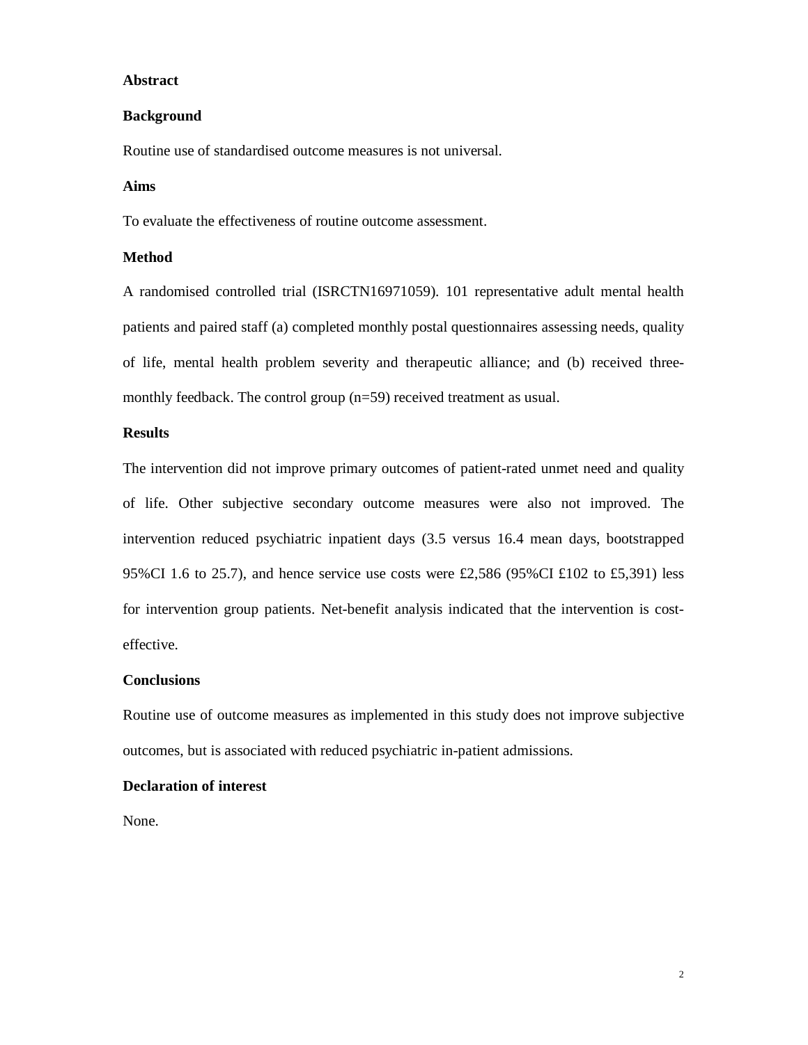## Abstract

### Background

Routine use of standardised outcome measures is not universal.

### Aims

To evaluate the effectiveness of routine outcome assessment.

### Method

A randomised controlled trial (ISRCTN16971059). 101 representative adult mental health patients and paired staff (a) completed monthly postal questionnaires assessing needs, quality of life, mental health problem severity and therapeutic alliance; and (b) received three-monthly feedback. The control group (n=59) received treatment as usual.

### Results

The intervention did not improve primary outcomes of patient-rated unmet need and quality of life. Other subjective secondary outcome measures were also not improved. The intervention reduced psychiatric inpatient days (3.5 versus 16.4 mean days, bootstrapped 95%CI 1.6 to 25.7), and hence service use costs were £2,586 (95%CI £102 to £5,391) less for intervention group patients. Net-benefit analysis indicated that the intervention is cost-effective.

### Conclusions

Routine use of outcome measures as implemented in this study does not improve subjective outcomes, but is associated with reduced psychiatric in-patient admissions.

### Declaration of interest

None.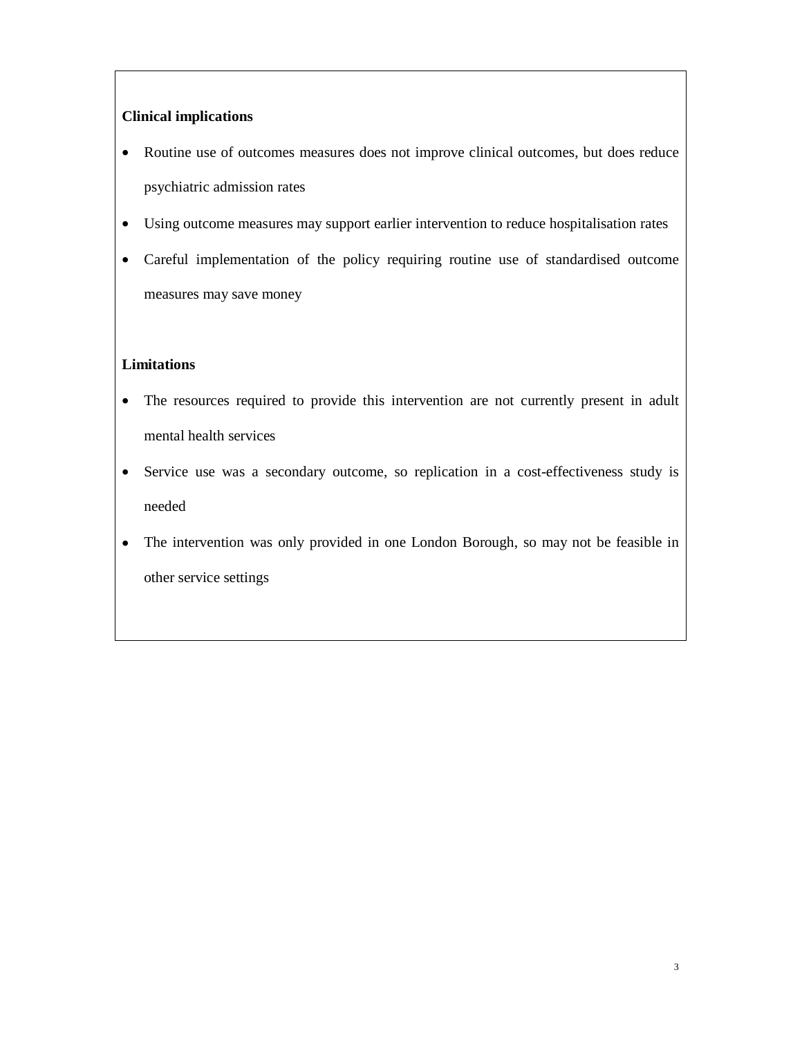**Clinical implications**

- Routine use of outcomes measures does not improve clinical outcomes, but does reduce psychiatric admission rates
- Using outcome measures may support earlier intervention to reduce hospitalisation rates
- Careful implementation of the policy requiring routine use of standardised outcome measures may save money

**Limitations**

- The resources required to provide this intervention are not currently present in adult mental health services
- Service use was a secondary outcome, so replication in a cost-effectiveness study is needed
- The intervention was only provided in one London Borough, so may not be feasible in other service settings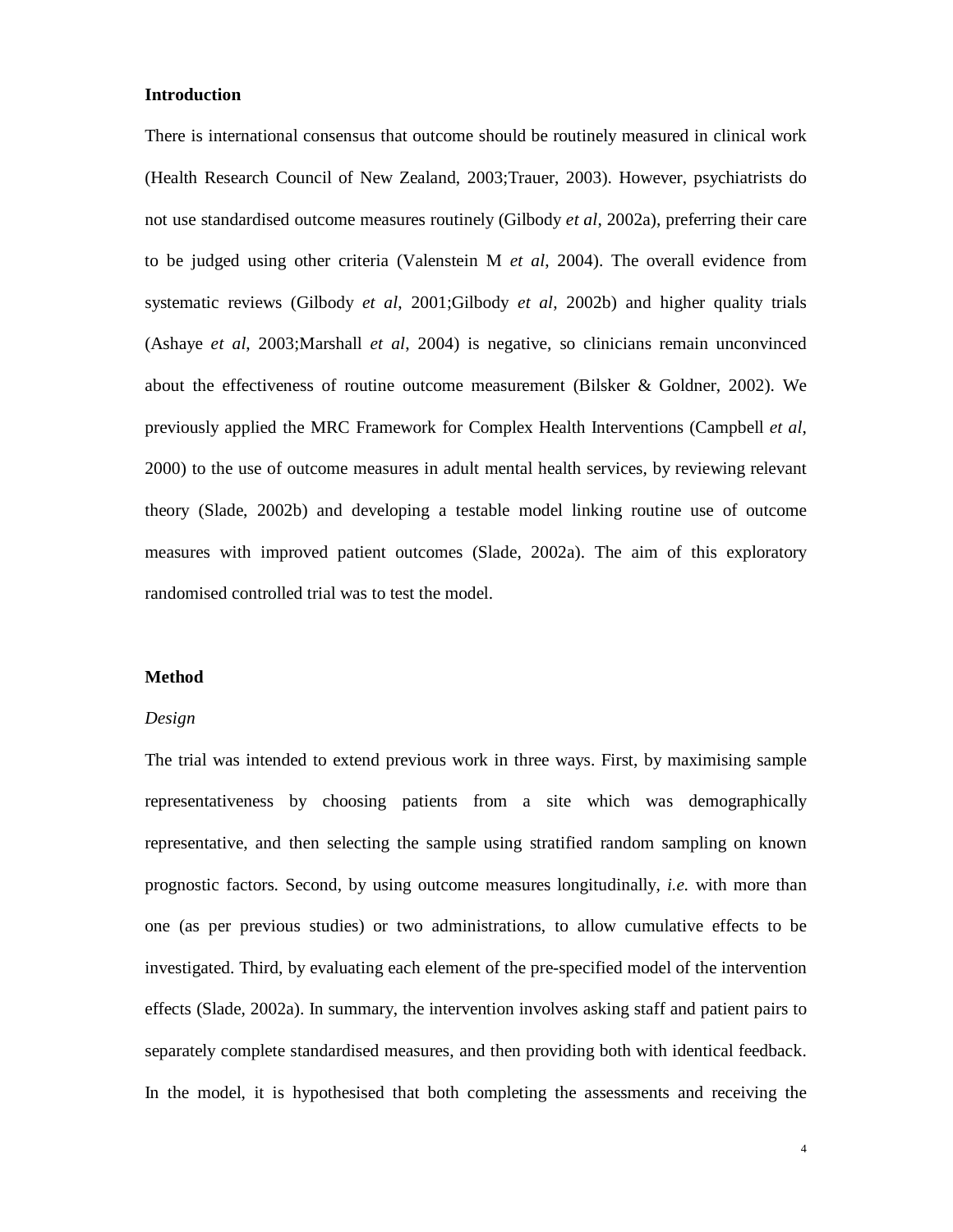## Introduction

There is international consensus that outcome should be routinely measured in clinical work (Health Research Council of New Zealand, 2003;Trauer, 2003). However, psychiatrists do not use standardised outcome measures routinely (Gilbody *et al*, 2002a), preferring their care to be judged using other criteria (Valenstein M *et al*, 2004). The overall evidence from systematic reviews (Gilbody *et al*, 2001;Gilbody *et al*, 2002b) and higher quality trials (Ashaye *et al*, 2003;Marshall *et al*, 2004) is negative, so clinicians remain unconvinced about the effectiveness of routine outcome measurement (Bilsker & Goldner, 2002). We previously applied the MRC Framework for Complex Health Interventions (Campbell *et al*, 2000) to the use of outcome measures in adult mental health services, by reviewing relevant theory (Slade, 2002b) and developing a testable model linking routine use of outcome measures with improved patient outcomes (Slade, 2002a). The aim of this exploratory randomised controlled trial was to test the model.

## Method

### *Design*

The trial was intended to extend previous work in three ways. First, by maximising sample representativeness by choosing patients from a site which was demographically representative, and then selecting the sample using stratified random sampling on known prognostic factors. Second, by using outcome measures longitudinally, *i.e.* with more than one (as per previous studies) or two administrations, to allow cumulative effects to be investigated. Third, by evaluating each element of the pre-specified model of the intervention effects (Slade, 2002a). In summary, the intervention involves asking staff and patient pairs to separately complete standardised measures, and then providing both with identical feedback. In the model, it is hypothesised that both completing the assessments and receiving the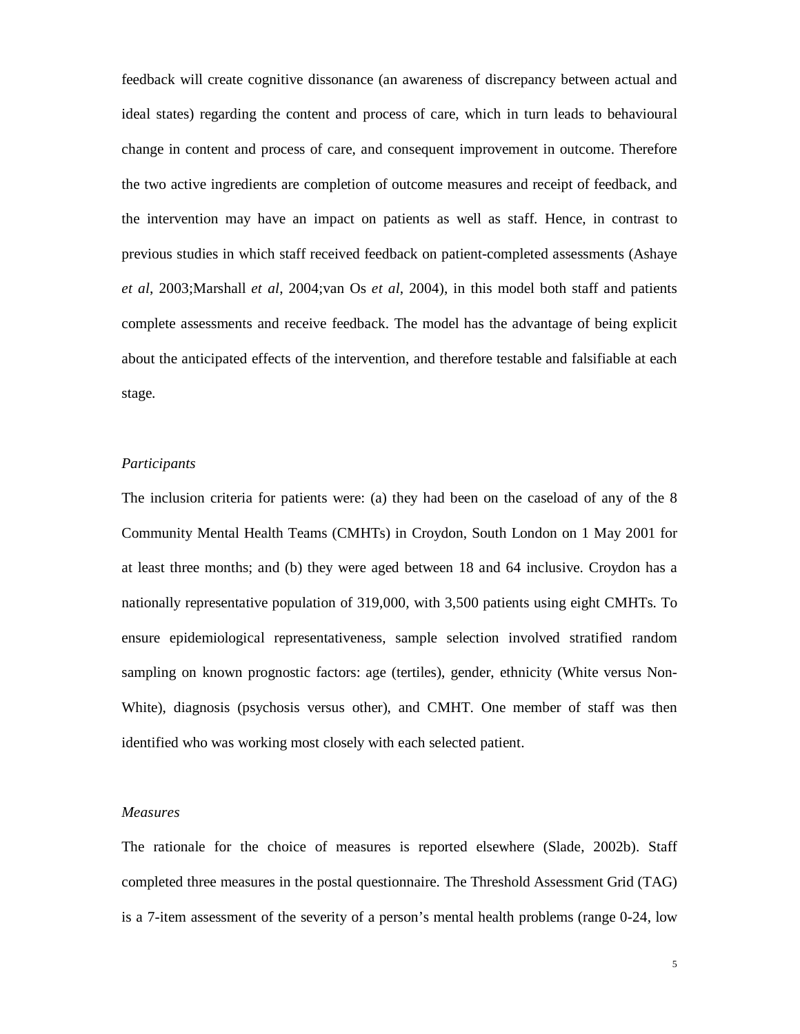feedback will create cognitive dissonance (an awareness of discrepancy between actual and ideal states) regarding the content and process of care, which in turn leads to behavioural change in content and process of care, and consequent improvement in outcome. Therefore the two active ingredients are completion of outcome measures and receipt of feedback, and the intervention may have an impact on patients as well as staff. Hence, in contrast to previous studies in which staff received feedback on patient-completed assessments (Ashaye *et al*, 2003;Marshall *et al*, 2004;van Os *et al*, 2004), in this model both staff and patients complete assessments and receive feedback. The model has the advantage of being explicit about the anticipated effects of the intervention, and therefore testable and falsifiable at each stage.

*Participants*

The inclusion criteria for patients were: (a) they had been on the caseload of any of the 8 Community Mental Health Teams (CMHTs) in Croydon, South London on 1 May 2001 for at least three months; and (b) they were aged between 18 and 64 inclusive. Croydon has a nationally representative population of 319,000, with 3,500 patients using eight CMHTs. To ensure epidemiological representativeness, sample selection involved stratified random sampling on known prognostic factors: age (tertiles), gender, ethnicity (White versus Non-White), diagnosis (psychosis versus other), and CMHT. One member of staff was then identified who was working most closely with each selected patient.

*Measures*

The rationale for the choice of measures is reported elsewhere (Slade, 2002b). Staff completed three measures in the postal questionnaire. The Threshold Assessment Grid (TAG) is a 7-item assessment of the severity of a person's mental health problems (range 0-24, low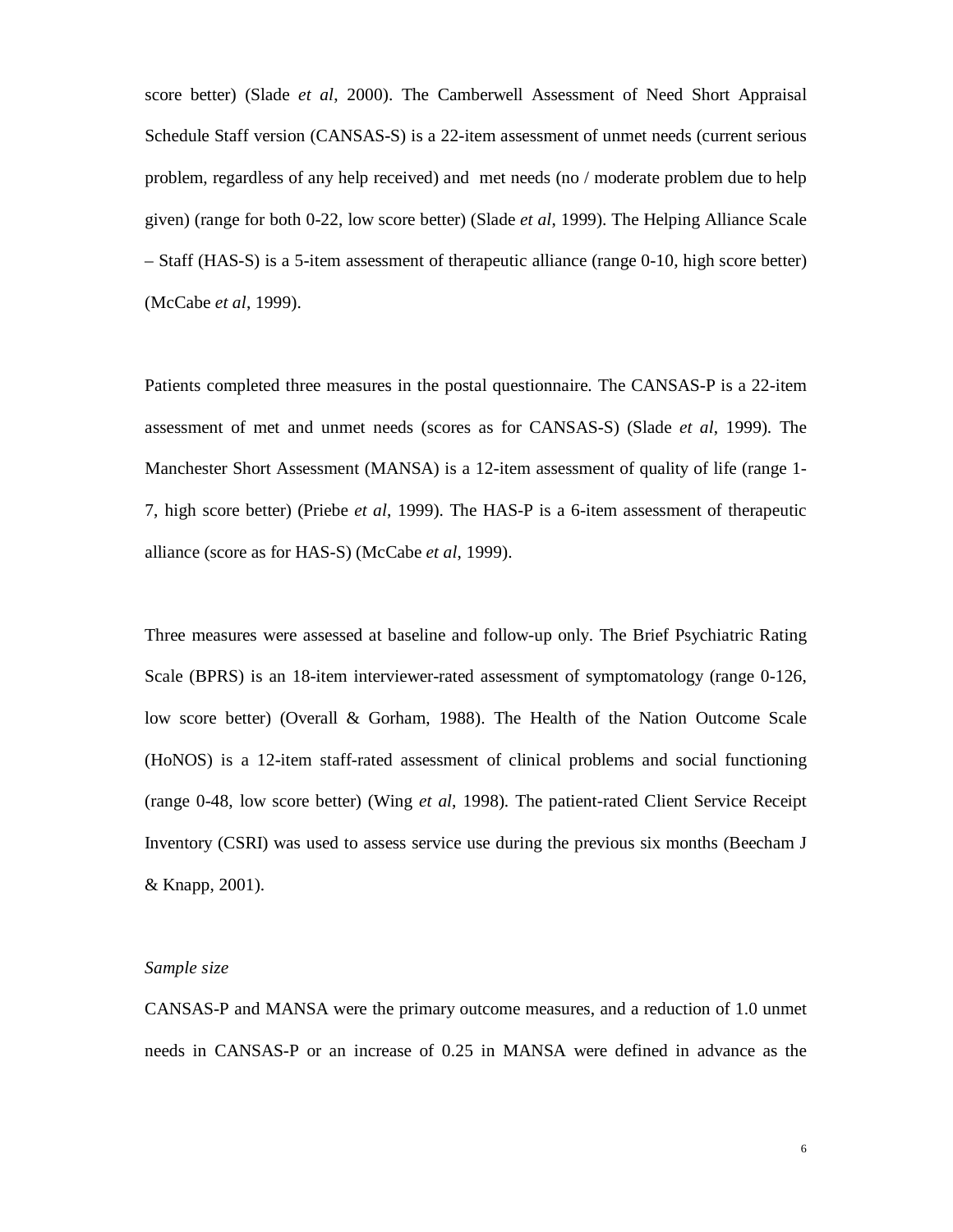score better) (Slade *et al*, 2000). The Camberwell Assessment of Need Short Appraisal Schedule Staff version (CANSAS-S) is a 22-item assessment of unmet needs (current serious problem, regardless of any help received) and met needs (no / moderate problem due to help given) (range for both 0-22, low score better) (Slade *et al*, 1999). The Helping Alliance Scale – Staff (HAS-S) is a 5-item assessment of therapeutic alliance (range 0-10, high score better) (McCabe *et al*, 1999).

Patients completed three measures in the postal questionnaire. The CANSAS-P is a 22-item assessment of met and unmet needs (scores as for CANSAS-S) (Slade *et al*, 1999). The Manchester Short Assessment (MANSA) is a 12-item assessment of quality of life (range 1-7, high score better) (Priebe *et al*, 1999). The HAS-P is a 6-item assessment of therapeutic alliance (score as for HAS-S) (McCabe *et al*, 1999).

Three measures were assessed at baseline and follow-up only. The Brief Psychiatric Rating Scale (BPRS) is an 18-item interviewer-rated assessment of symptomatology (range 0-126, low score better) (Overall & Gorham, 1988). The Health of the Nation Outcome Scale (HoNOS) is a 12-item staff-rated assessment of clinical problems and social functioning (range 0-48, low score better) (Wing *et al*, 1998). The patient-rated Client Service Receipt Inventory (CSRI) was used to assess service use during the previous six months (Beecham J & Knapp, 2001).

*Sample size*

CANSAS-P and MANSA were the primary outcome measures, and a reduction of 1.0 unmet needs in CANSAS-P or an increase of 0.25 in MANSA were defined in advance as the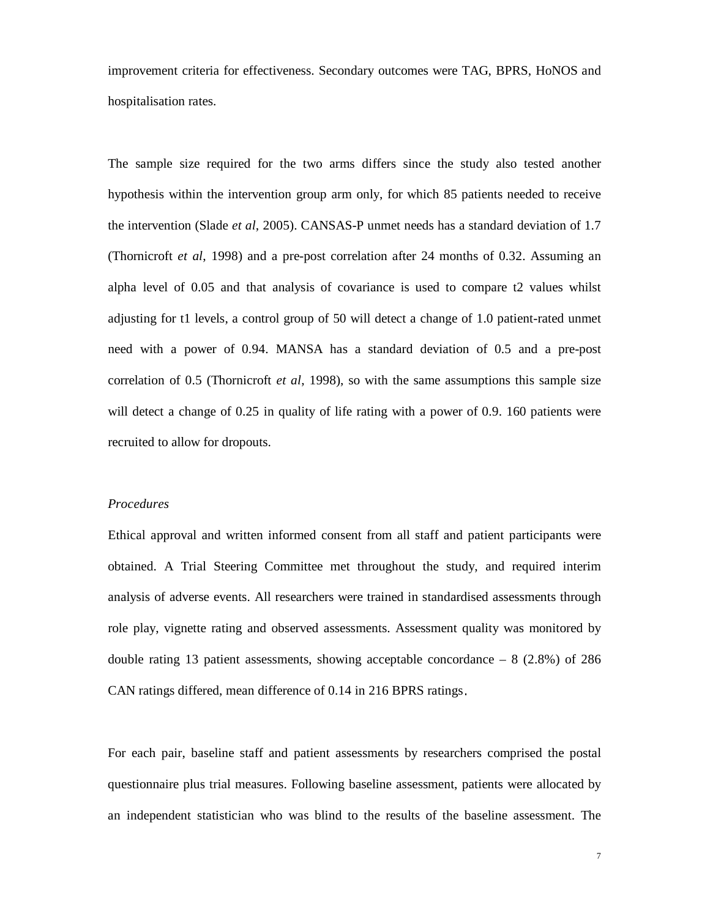improvement criteria for effectiveness. Secondary outcomes were TAG, BPRS, HoNOS and hospitalisation rates.

The sample size required for the two arms differs since the study also tested another hypothesis within the intervention group arm only, for which 85 patients needed to receive the intervention (Slade *et al*, 2005). CANSAS-P unmet needs has a standard deviation of 1.7 (Thornicroft *et al*, 1998) and a pre-post correlation after 24 months of 0.32. Assuming an alpha level of 0.05 and that analysis of covariance is used to compare t2 values whilst adjusting for t1 levels, a control group of 50 will detect a change of 1.0 patient-rated unmet need with a power of 0.94. MANSA has a standard deviation of 0.5 and a pre-post correlation of 0.5 (Thornicroft *et al*, 1998), so with the same assumptions this sample size will detect a change of 0.25 in quality of life rating with a power of 0.9. 160 patients were recruited to allow for dropouts.

*Procedures*

Ethical approval and written informed consent from all staff and patient participants were obtained. A Trial Steering Committee met throughout the study, and required interim analysis of adverse events. All researchers were trained in standardised assessments through role play, vignette rating and observed assessments. Assessment quality was monitored by double rating 13 patient assessments, showing acceptable concordance – 8 (2.8%) of 286 CAN ratings differed, mean difference of 0.14 in 216 BPRS ratings.

For each pair, baseline staff and patient assessments by researchers comprised the postal questionnaire plus trial measures. Following baseline assessment, patients were allocated by an independent statistician who was blind to the results of the baseline assessment. The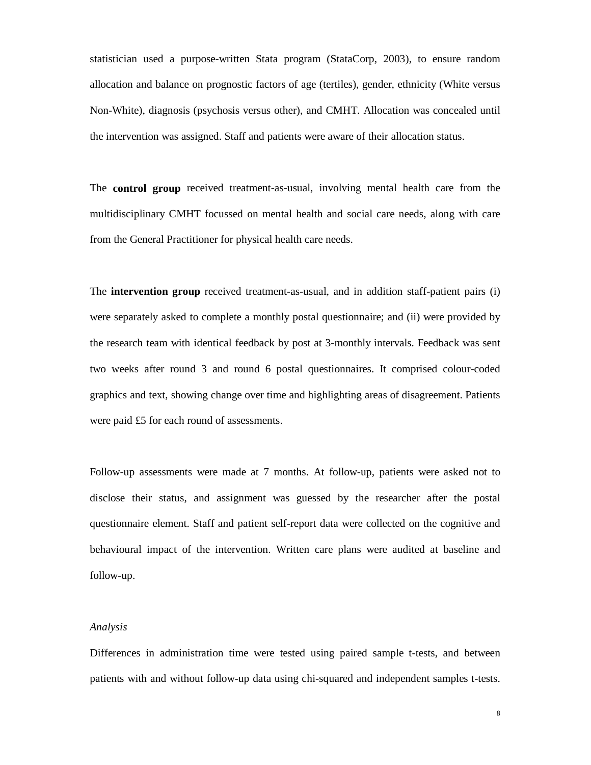statistician used a purpose-written Stata program (StataCorp, 2003), to ensure random allocation and balance on prognostic factors of age (tertiles), gender, ethnicity (White versus Non-White), diagnosis (psychosis versus other), and CMHT. Allocation was concealed until the intervention was assigned. Staff and patients were aware of their allocation status.

The **control group** received treatment-as-usual, involving mental health care from the multidisciplinary CMHT focussed on mental health and social care needs, along with care from the General Practitioner for physical health care needs.

The **intervention group** received treatment-as-usual, and in addition staff-patient pairs (i) were separately asked to complete a monthly postal questionnaire; and (ii) were provided by the research team with identical feedback by post at 3-monthly intervals. Feedback was sent two weeks after round 3 and round 6 postal questionnaires. It comprised colour-coded graphics and text, showing change over time and highlighting areas of disagreement. Patients were paid £5 for each round of assessments.

Follow-up assessments were made at 7 months. At follow-up, patients were asked not to disclose their status, and assignment was guessed by the researcher after the postal questionnaire element. Staff and patient self-report data were collected on the cognitive and behavioural impact of the intervention. Written care plans were audited at baseline and follow-up.

*Analysis*

Differences in administration time were tested using paired sample t-tests, and between patients with and without follow-up data using chi-squared and independent samples t-tests.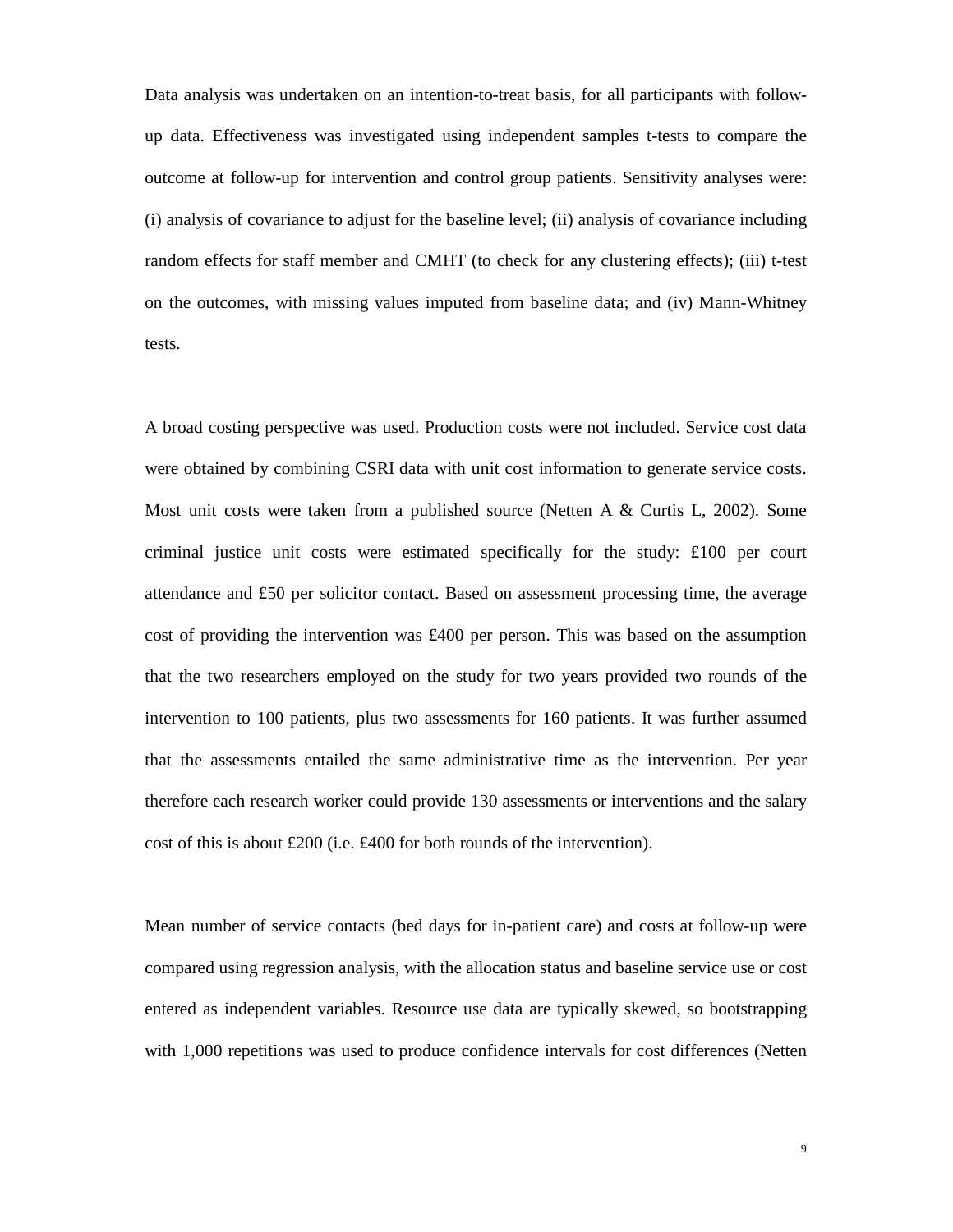Data analysis was undertaken on an intention-to-treat basis, for all participants with follow-up data. Effectiveness was investigated using independent samples t-tests to compare the outcome at follow-up for intervention and control group patients. Sensitivity analyses were: (i) analysis of covariance to adjust for the baseline level; (ii) analysis of covariance including random effects for staff member and CMHT (to check for any clustering effects); (iii) t-test on the outcomes, with missing values imputed from baseline data; and (iv) Mann-Whitney tests.

A broad costing perspective was used. Production costs were not included. Service cost data were obtained by combining CSRI data with unit cost information to generate service costs. Most unit costs were taken from a published source (Netten A & Curtis L, 2002). Some criminal justice unit costs were estimated specifically for the study: £100 per court attendance and £50 per solicitor contact. Based on assessment processing time, the average cost of providing the intervention was £400 per person. This was based on the assumption that the two researchers employed on the study for two years provided two rounds of the intervention to 100 patients, plus two assessments for 160 patients. It was further assumed that the assessments entailed the same administrative time as the intervention. Per year therefore each research worker could provide 130 assessments or interventions and the salary cost of this is about £200 (i.e. £400 for both rounds of the intervention).

Mean number of service contacts (bed days for in-patient care) and costs at follow-up were compared using regression analysis, with the allocation status and baseline service use or cost entered as independent variables. Resource use data are typically skewed, so bootstrapping with 1,000 repetitions was used to produce confidence intervals for cost differences (Netten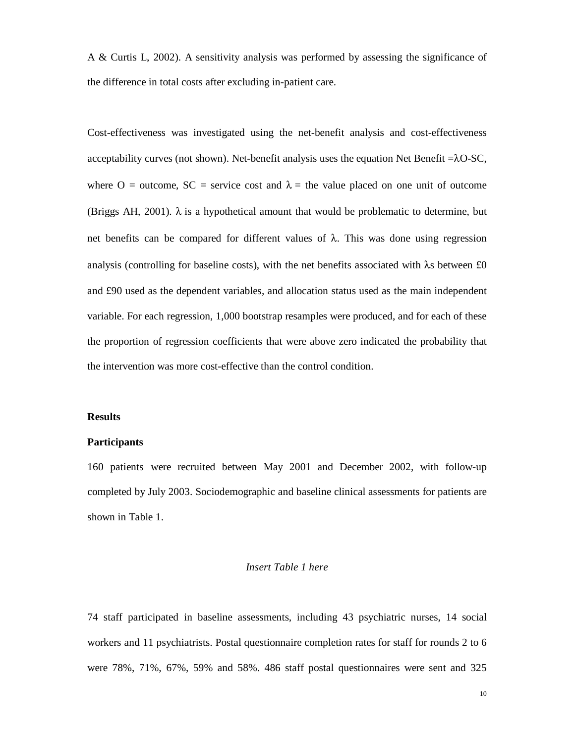A & Curtis L, 2002). A sensitivity analysis was performed by assessing the significance of the difference in total costs after excluding in-patient care.

Cost-effectiveness was investigated using the net-benefit analysis and cost-effectiveness acceptability curves (not shown). Net-benefit analysis uses the equation Net Benefit $=\lambda O - SC$, where O = outcome, SC = service cost and $\lambda$ = the value placed on one unit of outcome (Briggs AH, 2001). $\lambda$ is a hypothetical amount that would be problematic to determine, but net benefits can be compared for different values of $\lambda$. This was done using regression analysis (controlling for baseline costs), with the net benefits associated with $\lambda$s between £0 and £90 used as the dependent variables, and allocation status used as the main independent variable. For each regression, 1,000 bootstrap resamples were produced, and for each of these the proportion of regression coefficients that were above zero indicated the probability that the intervention was more cost-effective than the control condition.

## Results

### Participants

160 patients were recruited between May 2001 and December 2002, with follow-up completed by July 2003. Sociodemographic and baseline clinical assessments for patients are shown in Table 1.

*Insert Table 1 here*

74 staff participated in baseline assessments, including 43 psychiatric nurses, 14 social workers and 11 psychiatrists. Postal questionnaire completion rates for staff for rounds 2 to 6 were 78%, 71%, 67%, 59% and 58%. 486 staff postal questionnaires were sent and 325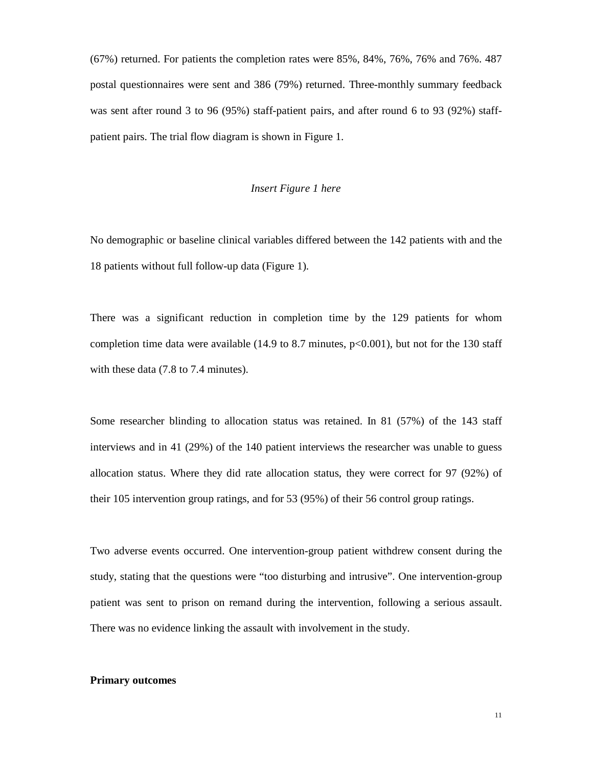(67%) returned. For patients the completion rates were 85%, 84%, 76%, 76% and 76%. 487 postal questionnaires were sent and 386 (79%) returned. Three-monthly summary feedback was sent after round 3 to 96 (95%) staff-patient pairs, and after round 6 to 93 (92%) staff-patient pairs. The trial flow diagram is shown in Figure 1.

*Insert Figure 1 here*

No demographic or baseline clinical variables differed between the 142 patients with and the 18 patients without full follow-up data (Figure 1).

There was a significant reduction in completion time by the 129 patients for whom completion time data were available (14.9 to 8.7 minutes, $p<0.001$), but not for the 130 staff with these data (7.8 to 7.4 minutes).

Some researcher blinding to allocation status was retained. In 81 (57%) of the 143 staff interviews and in 41 (29%) of the 140 patient interviews the researcher was unable to guess allocation status. Where they did rate allocation status, they were correct for 97 (92%) of their 105 intervention group ratings, and for 53 (95%) of their 56 control group ratings.

Two adverse events occurred. One intervention-group patient withdrew consent during the study, stating that the questions were "too disturbing and intrusive". One intervention-group patient was sent to prison on remand during the intervention, following a serious assault. There was no evidence linking the assault with involvement in the study.

**Primary outcomes**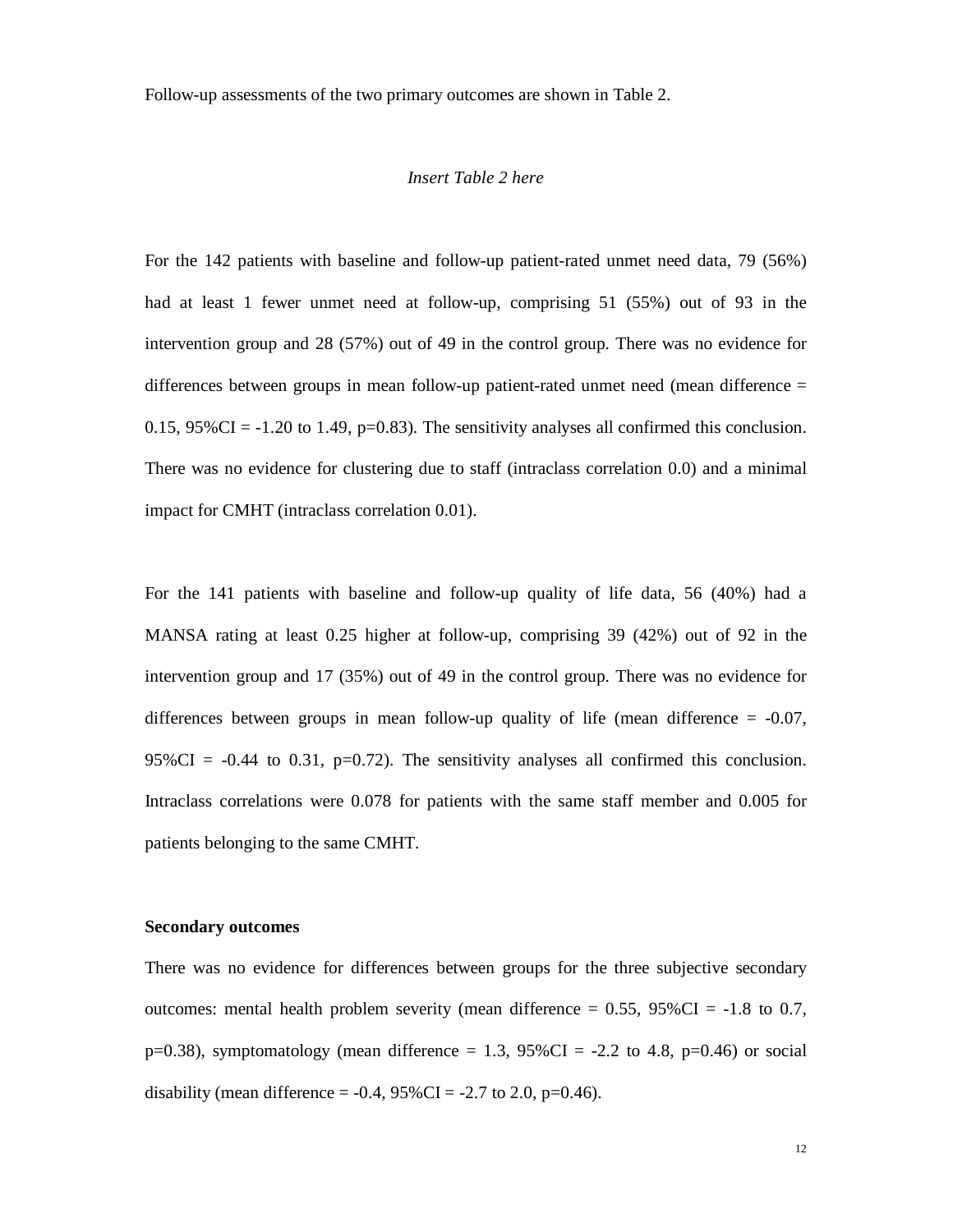Follow-up assessments of the two primary outcomes are shown in Table 2.

*Insert Table 2 here*

For the 142 patients with baseline and follow-up patient-rated unmet need data, 79 (56%) had at least 1 fewer unmet need at follow-up, comprising 51 (55%) out of 93 in the intervention group and 28 (57%) out of 49 in the control group. There was no evidence for differences between groups in mean follow-up patient-rated unmet need (mean difference = 0.15, 95%CI = -1.20 to 1.49, p=0.83). The sensitivity analyses all confirmed this conclusion. There was no evidence for clustering due to staff (intraclass correlation 0.0) and a minimal impact for CMHT (intraclass correlation 0.01).

For the 141 patients with baseline and follow-up quality of life data, 56 (40%) had a MANSA rating at least 0.25 higher at follow-up, comprising 39 (42%) out of 92 in the intervention group and 17 (35%) out of 49 in the control group. There was no evidence for differences between groups in mean follow-up quality of life (mean difference = -0.07, 95%CI = -0.44 to 0.31, p=0.72). The sensitivity analyses all confirmed this conclusion. Intraclass correlations were 0.078 for patients with the same staff member and 0.005 for patients belonging to the same CMHT.

**Secondary outcomes**

There was no evidence for differences between groups for the three subjective secondary outcomes: mental health problem severity (mean difference = 0.55, 95%CI = -1.8 to 0.7, p=0.38), symptomatology (mean difference = 1.3, 95%CI = -2.2 to 4.8, p=0.46) or social disability (mean difference = -0.4, 95%CI = -2.7 to 2.0, p=0.46).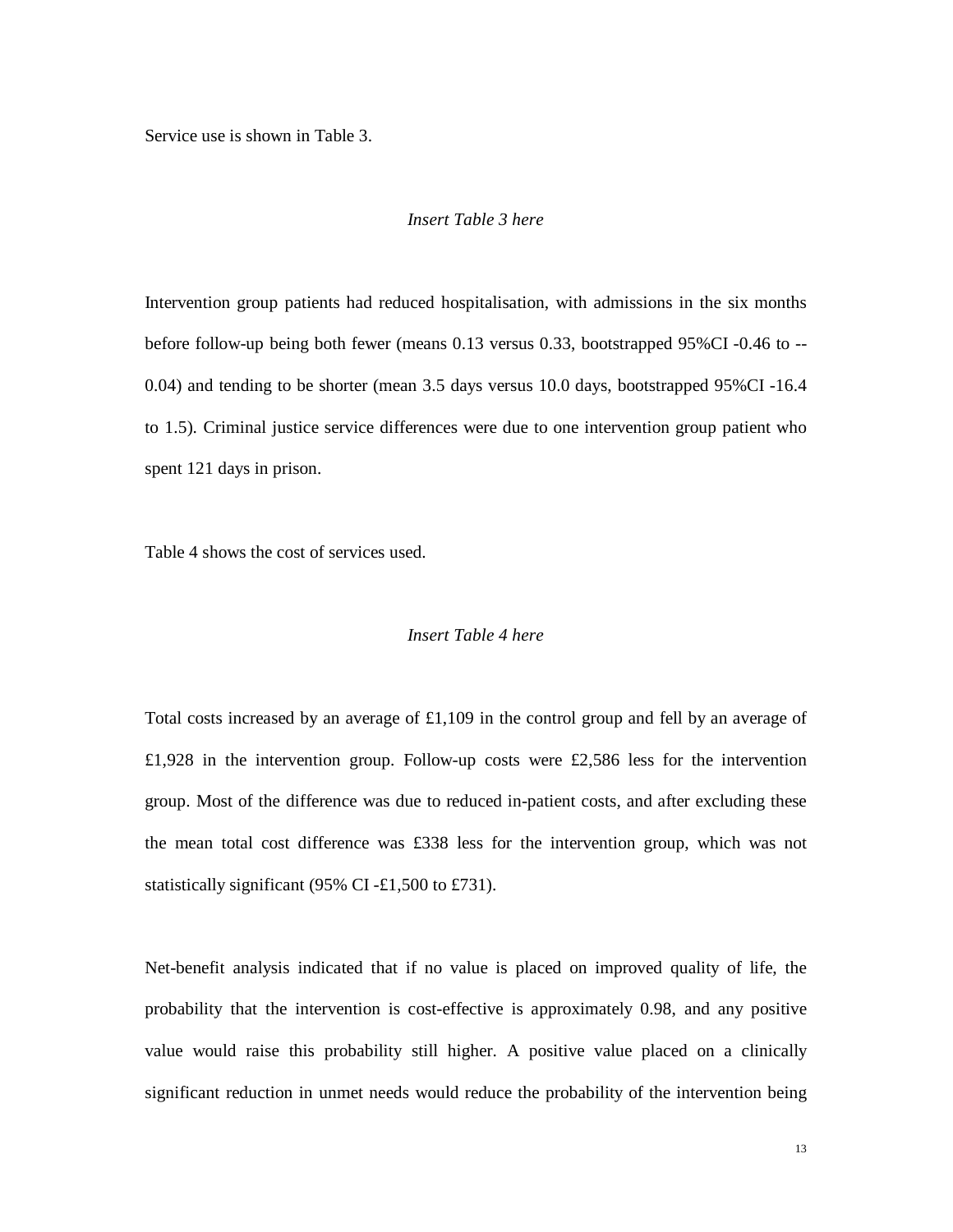Service use is shown in Table 3.

*Insert Table 3 here*

Intervention group patients had reduced hospitalisation, with admissions in the six months before follow-up being both fewer (means 0.13 versus 0.33, bootstrapped 95%CI -0.46 to --0.04) and tending to be shorter (mean 3.5 days versus 10.0 days, bootstrapped 95%CI -16.4 to 1.5). Criminal justice service differences were due to one intervention group patient who spent 121 days in prison.

Table 4 shows the cost of services used.

*Insert Table 4 here*

Total costs increased by an average of £1,109 in the control group and fell by an average of £1,928 in the intervention group. Follow-up costs were £2,586 less for the intervention group. Most of the difference was due to reduced in-patient costs, and after excluding these the mean total cost difference was £338 less for the intervention group, which was not statistically significant (95% CI -£1,500 to £731).

Net-benefit analysis indicated that if no value is placed on improved quality of life, the probability that the intervention is cost-effective is approximately 0.98, and any positive value would raise this probability still higher. A positive value placed on a clinically significant reduction in unmet needs would reduce the probability of the intervention being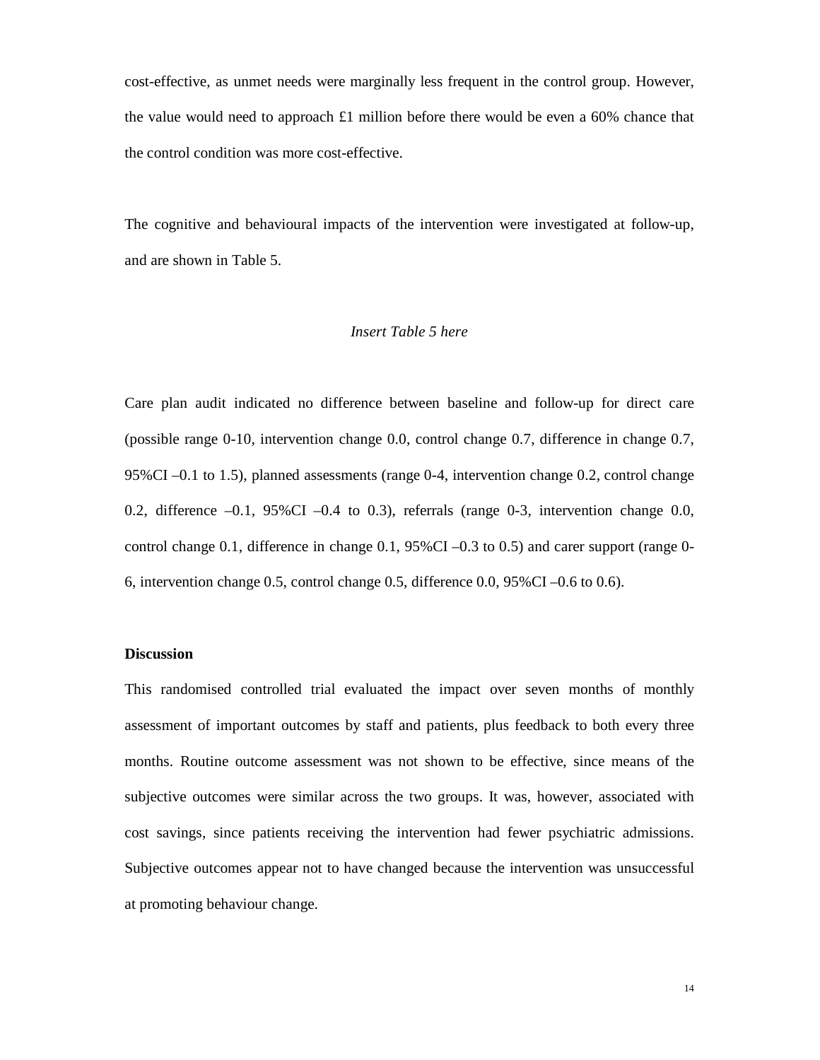cost-effective, as unmet needs were marginally less frequent in the control group. However, the value would need to approach £1 million before there would be even a 60% chance that the control condition was more cost-effective.

The cognitive and behavioural impacts of the intervention were investigated at follow-up, and are shown in Table 5.

*Insert Table 5 here*

Care plan audit indicated no difference between baseline and follow-up for direct care (possible range 0-10, intervention change 0.0, control change 0.7, difference in change 0.7, 95%CI –0.1 to 1.5), planned assessments (range 0-4, intervention change 0.2, control change 0.2, difference –0.1, 95%CI –0.4 to 0.3), referrals (range 0-3, intervention change 0.0, control change 0.1, difference in change 0.1, 95%CI –0.3 to 0.5) and carer support (range 0-6, intervention change 0.5, control change 0.5, difference 0.0, 95%CI –0.6 to 0.6).

**Discussion**

This randomised controlled trial evaluated the impact over seven months of monthly assessment of important outcomes by staff and patients, plus feedback to both every three months. Routine outcome assessment was not shown to be effective, since means of the subjective outcomes were similar across the two groups. It was, however, associated with cost savings, since patients receiving the intervention had fewer psychiatric admissions. Subjective outcomes appear not to have changed because the intervention was unsuccessful at promoting behaviour change.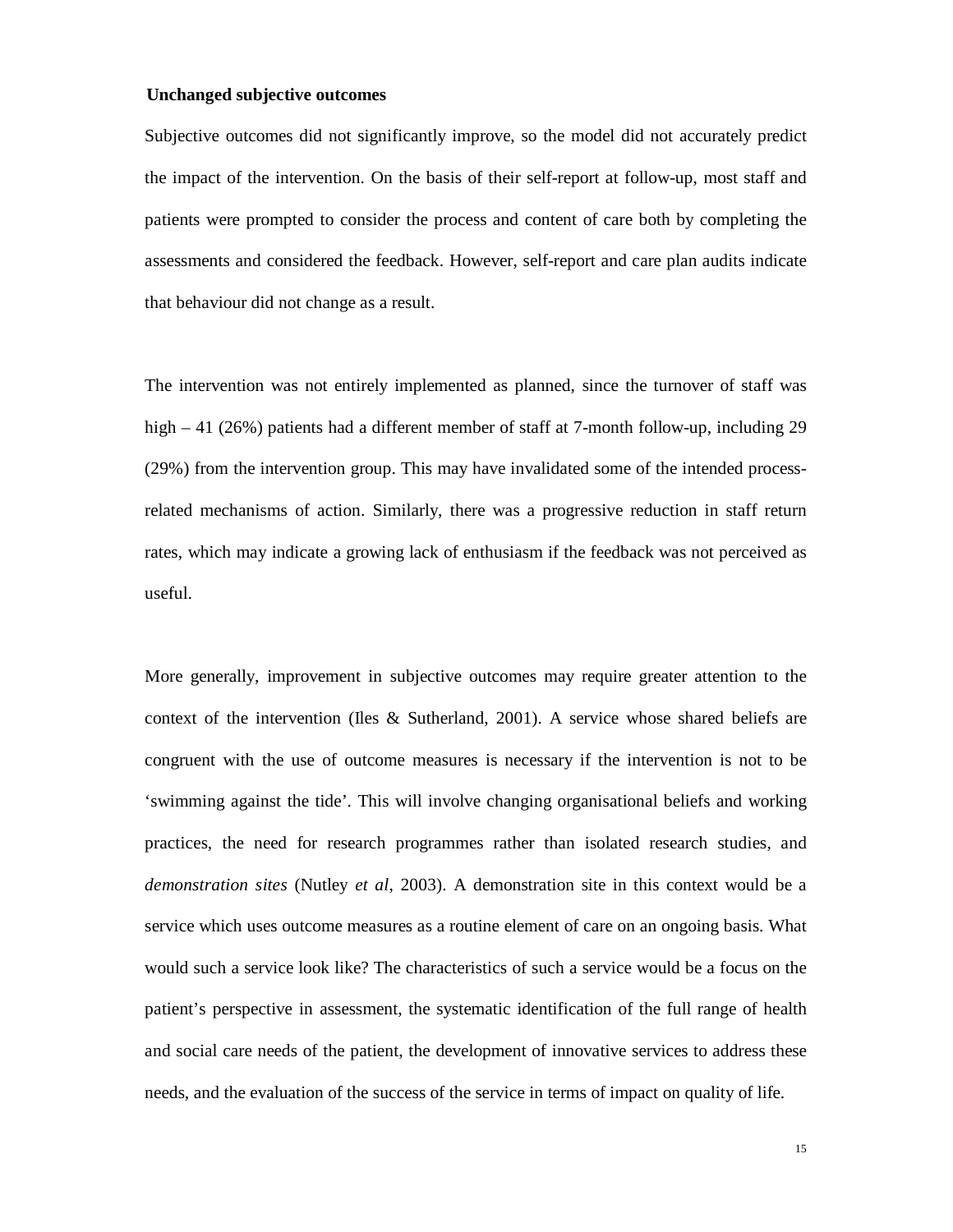### Unchanged subjective outcomes

Subjective outcomes did not significantly improve, so the model did not accurately predict the impact of the intervention. On the basis of their self-report at follow-up, most staff and patients were prompted to consider the process and content of care both by completing the assessments and considered the feedback. However, self-report and care plan audits indicate that behaviour did not change as a result.

The intervention was not entirely implemented as planned, since the turnover of staff was high – 41 (26%) patients had a different member of staff at 7-month follow-up, including 29 (29%) from the intervention group. This may have invalidated some of the intended process-related mechanisms of action. Similarly, there was a progressive reduction in staff return rates, which may indicate a growing lack of enthusiasm if the feedback was not perceived as useful.

More generally, improvement in subjective outcomes may require greater attention to the context of the intervention (Iles & Sutherland, 2001). A service whose shared beliefs are congruent with the use of outcome measures is necessary if the intervention is not to be 'swimming against the tide'. This will involve changing organisational beliefs and working practices, the need for research programmes rather than isolated research studies, and *demonstration sites* (Nutley *et al*, 2003). A demonstration site in this context would be a service which uses outcome measures as a routine element of care on an ongoing basis. What would such a service look like? The characteristics of such a service would be a focus on the patient's perspective in assessment, the systematic identification of the full range of health and social care needs of the patient, the development of innovative services to address these needs, and the evaluation of the success of the service in terms of impact on quality of life.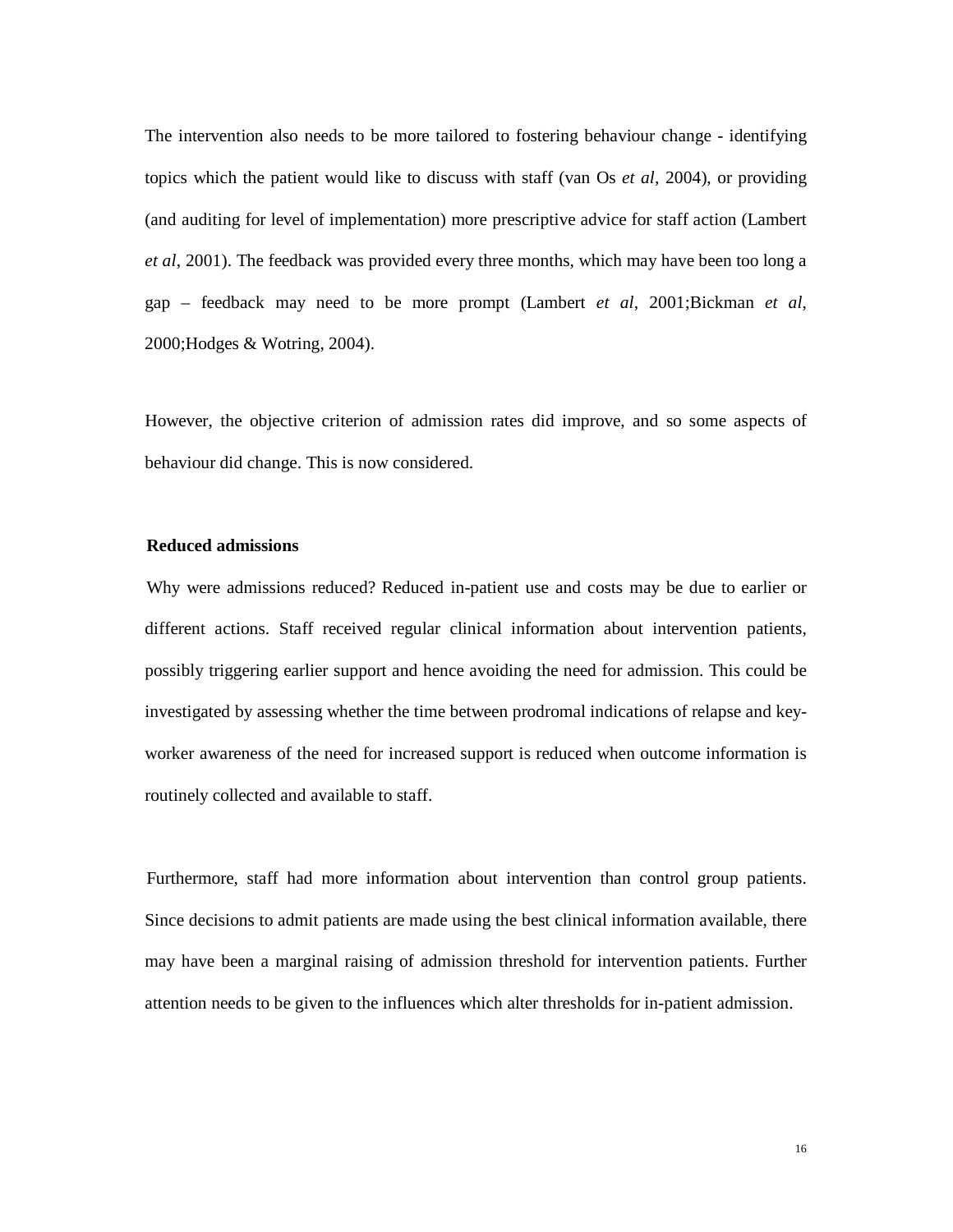The intervention also needs to be more tailored to fostering behaviour change - identifying topics which the patient would like to discuss with staff (van Os *et al*, 2004), or providing (and auditing for level of implementation) more prescriptive advice for staff action (Lambert *et al*, 2001). The feedback was provided every three months, which may have been too long a gap – feedback may need to be more prompt (Lambert *et al*, 2001;Bickman *et al*, 2000;Hodges & Wotring, 2004).

However, the objective criterion of admission rates did improve, and so some aspects of behaviour did change. This is now considered.

**Reduced admissions**

Why were admissions reduced? Reduced in-patient use and costs may be due to earlier or different actions. Staff received regular clinical information about intervention patients, possibly triggering earlier support and hence avoiding the need for admission. This could be investigated by assessing whether the time between prodromal indications of relapse and key-worker awareness of the need for increased support is reduced when outcome information is routinely collected and available to staff.

Furthermore, staff had more information about intervention than control group patients. Since decisions to admit patients are made using the best clinical information available, there may have been a marginal raising of admission threshold for intervention patients. Further attention needs to be given to the influences which alter thresholds for in-patient admission.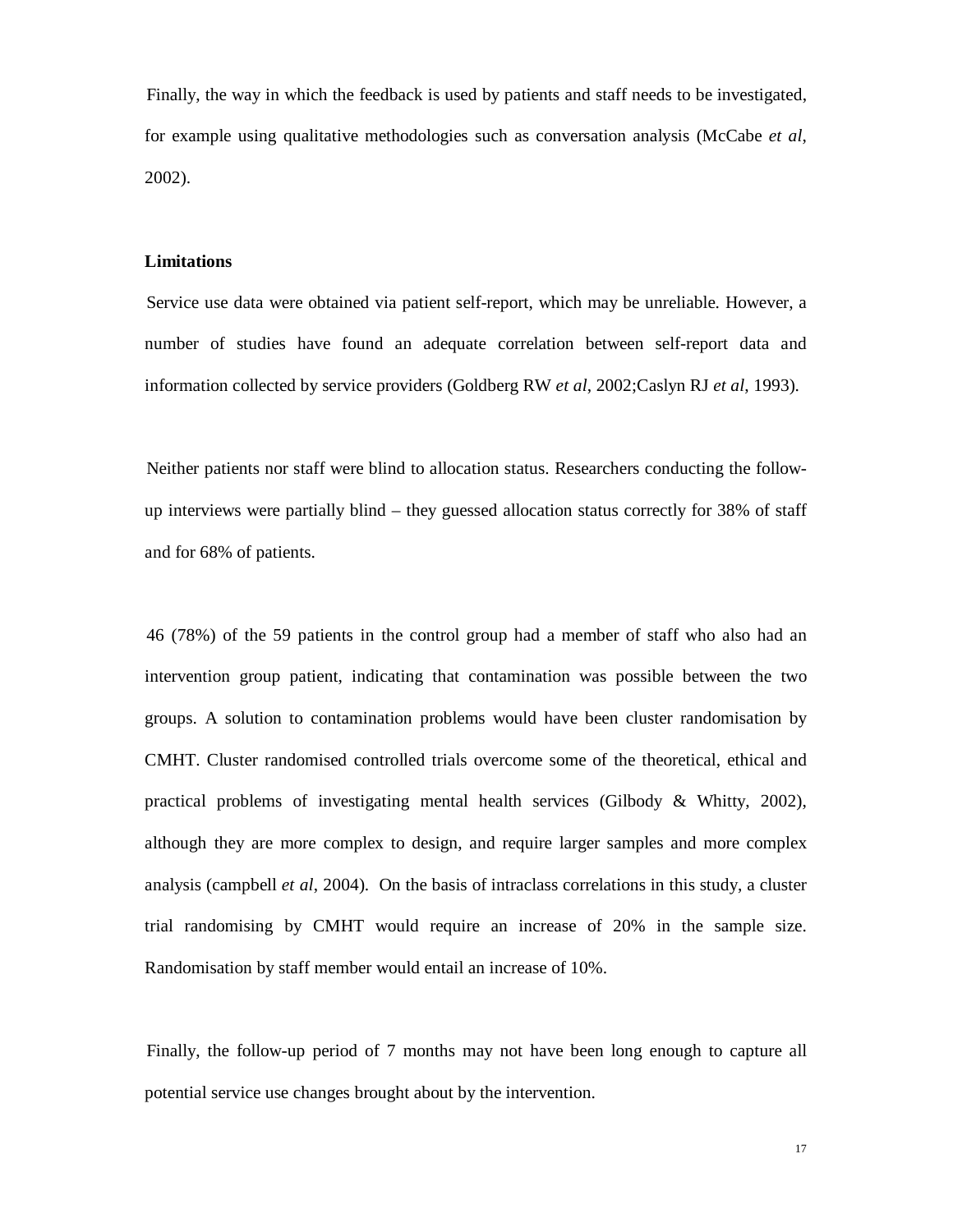Finally, the way in which the feedback is used by patients and staff needs to be investigated, for example using qualitative methodologies such as conversation analysis (McCabe *et al*, 2002).

**Limitations**

Service use data were obtained via patient self-report, which may be unreliable. However, a number of studies have found an adequate correlation between self-report data and information collected by service providers (Goldberg RW *et al*, 2002;Caslyn RJ *et al*, 1993).

Neither patients nor staff were blind to allocation status. Researchers conducting the follow-up interviews were partially blind – they guessed allocation status correctly for 38% of staff and for 68% of patients.

46 (78%) of the 59 patients in the control group had a member of staff who also had an intervention group patient, indicating that contamination was possible between the two groups. A solution to contamination problems would have been cluster randomisation by CMHT. Cluster randomised controlled trials overcome some of the theoretical, ethical and practical problems of investigating mental health services (Gilbody & Whitty, 2002), although they are more complex to design, and require larger samples and more complex analysis (campbell *et al*, 2004). On the basis of intraclass correlations in this study, a cluster trial randomising by CMHT would require an increase of 20% in the sample size. Randomisation by staff member would entail an increase of 10%.

Finally, the follow-up period of 7 months may not have been long enough to capture all potential service use changes brought about by the intervention.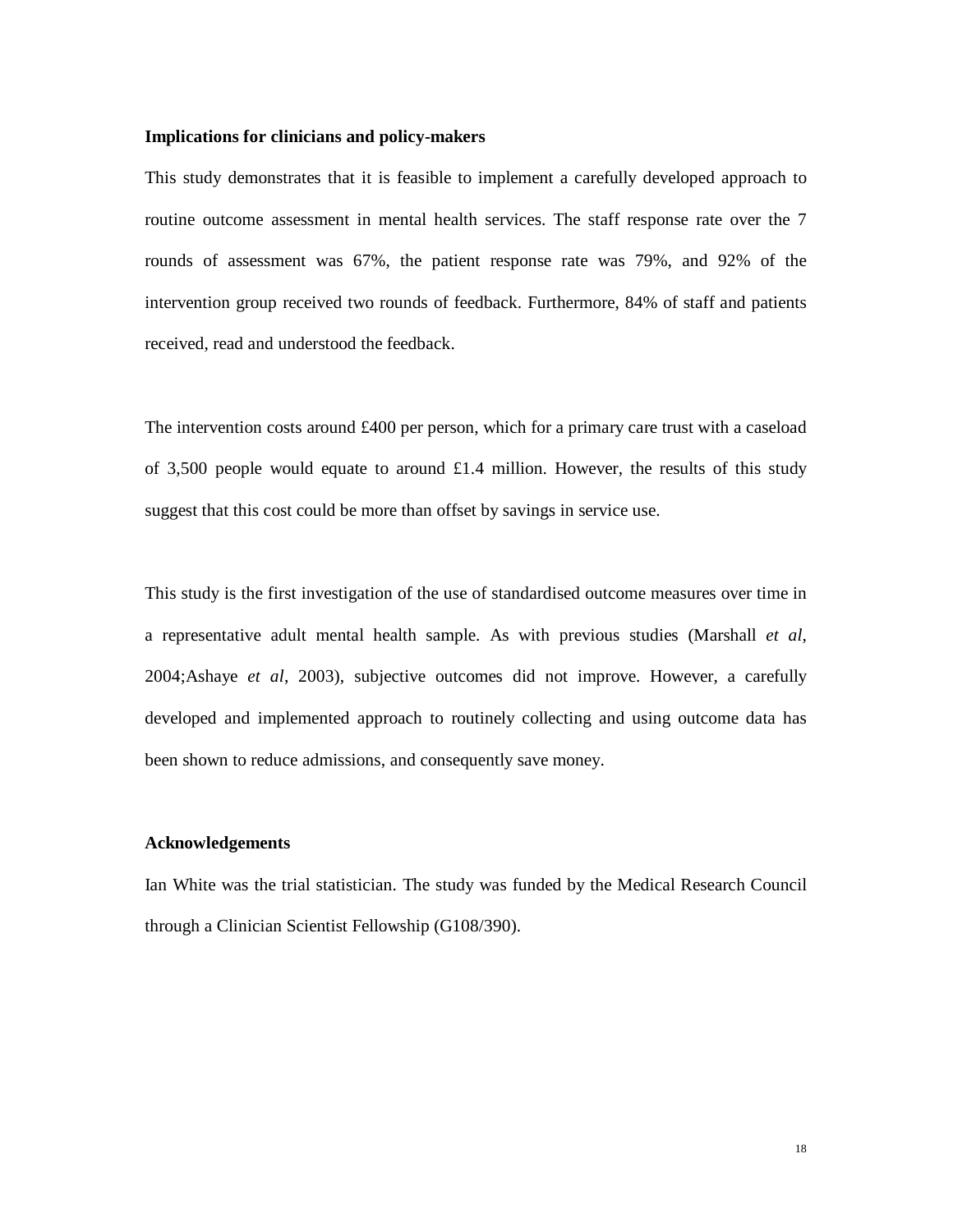**Implications for clinicians and policy-makers**

This study demonstrates that it is feasible to implement a carefully developed approach to routine outcome assessment in mental health services. The staff response rate over the 7 rounds of assessment was 67%, the patient response rate was 79%, and 92% of the intervention group received two rounds of feedback. Furthermore, 84% of staff and patients received, read and understood the feedback.

The intervention costs around £400 per person, which for a primary care trust with a caseload of 3,500 people would equate to around £1.4 million. However, the results of this study suggest that this cost could be more than offset by savings in service use.

This study is the first investigation of the use of standardised outcome measures over time in a representative adult mental health sample. As with previous studies (Marshall *et al*, 2004;Ashaye *et al*, 2003), subjective outcomes did not improve. However, a carefully developed and implemented approach to routinely collecting and using outcome data has been shown to reduce admissions, and consequently save money.

**Acknowledgements**

Ian White was the trial statistician. The study was funded by the Medical Research Council through a Clinician Scientist Fellowship (G108/390).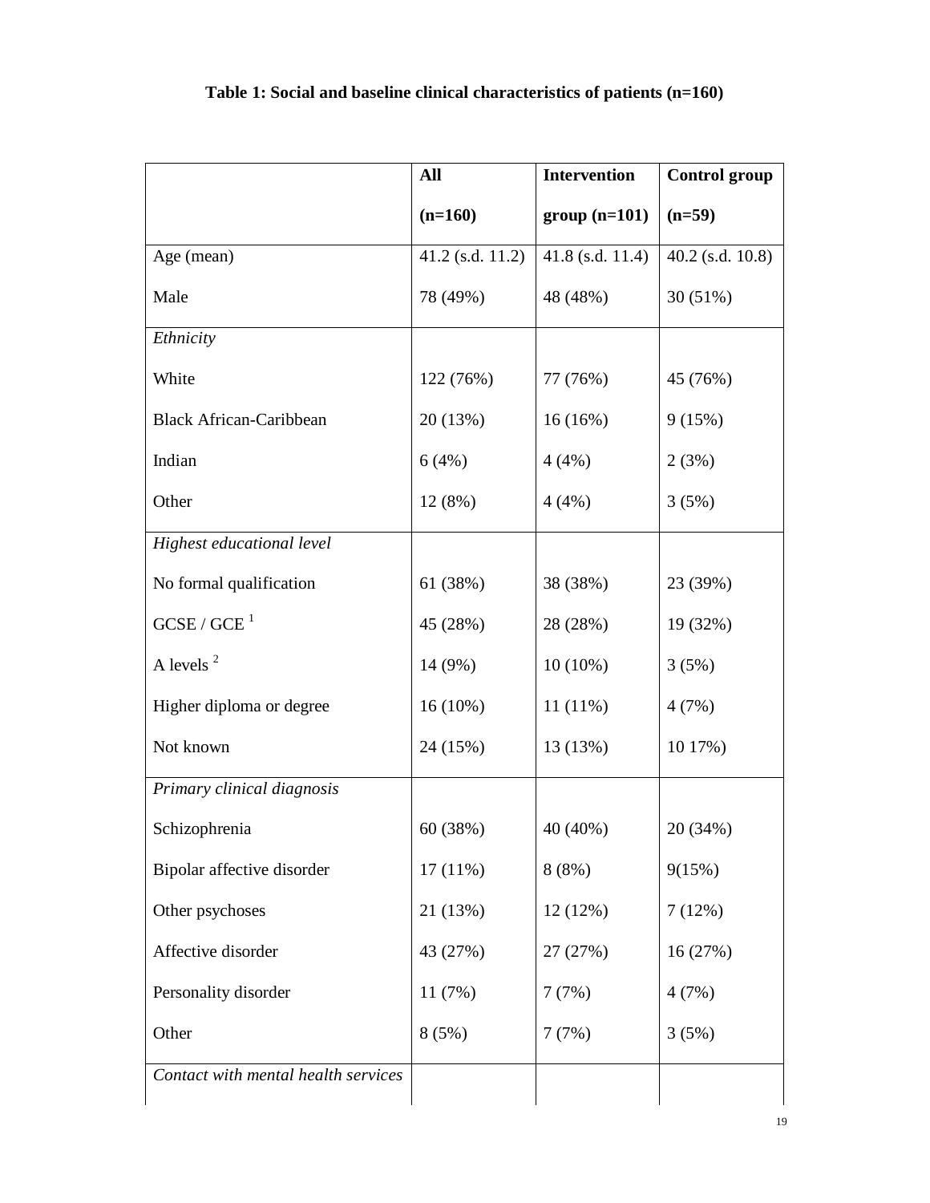**Table 1: Social and baseline clinical characteristics of patients (n=160)**

| | **All (n=160)** | **Intervention group (n=101)** | **Control group (n=59)** |
|---|---|---|---|
| Age (mean) | 41.2 (s.d. 11.2) | 41.8 (s.d. 11.4) | 40.2 (s.d. 10.8) |
| Male | 78 (49%) | 48 (48%) | 30 (51%) |
| *Ethnicity* | | | |
| White | 122 (76%) | 77 (76%) | 45 (76%) |
| Black African-Caribbean | 20 (13%) | 16 (16%) | 9 (15%) |
| Indian | 6 (4%) | 4 (4%) | 2 (3%) |
| Other | 12 (8%) | 4 (4%) | 3 (5%) |
| *Highest educational level* | | | |
| No formal qualification | 61 (38%) | 38 (38%) | 23 (39%) |
| GCSE / GCE [1] | 45 (28%) | 28 (28%) | 19 (32%) |
| A levels [2] | 14 (9%) | 10 (10%) | 3 (5%) |
| Higher diploma or degree | 16 (10%) | 11 (11%) | 4 (7%) |
| Not known | 24 (15%) | 13 (13%) | 10 17%) |
| *Primary clinical diagnosis* | | | |
| Schizophrenia | 60 (38%) | 40 (40%) | 20 (34%) |
| Bipolar affective disorder | 17 (11%) | 8 (8%) | 9(15%) |
| Other psychoses | 21 (13%) | 12 (12%) | 7 (12%) |
| Affective disorder | 43 (27%) | 27 (27%) | 16 (27%) |
| Personality disorder | 11 (7%) | 7 (7%) | 4 (7%) |
| Other | 8 (5%) | 7 (7%) | 3 (5%) |
| *Contact with mental health services* | | | |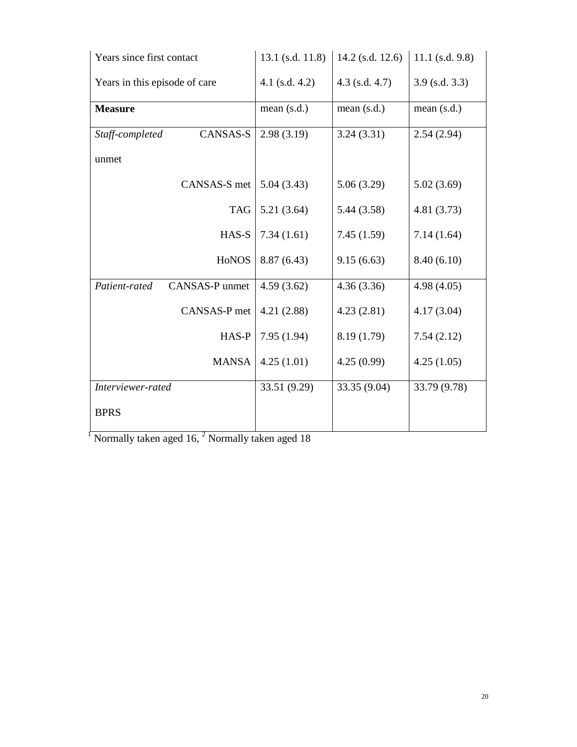| | | | |
|---|---|---|---|
| Years since first contact | 13.1 (s.d. 11.8) | 14.2 (s.d. 12.6) | 11.1 (s.d. 9.8) |
| Years in this episode of care | 4.1 (s.d. 4.2) | 4.3 (s.d. 4.7) | 3.9 (s.d. 3.3) |
| **Measure** | mean (s.d.) | mean (s.d.) | mean (s.d.) |
| *Staff-completed* CANSAS-S unmet | 2.98 (3.19) | 3.24 (3.31) | 2.54 (2.94) |
| CANSAS-S met | 5.04 (3.43) | 5.06 (3.29) | 5.02 (3.69) |
| TAG | 5.21 (3.64) | 5.44 (3.58) | 4.81 (3.73) |
| HAS-S | 7.34 (1.61) | 7.45 (1.59) | 7.14 (1.64) |
| HoNOS | 8.87 (6.43) | 9.15 (6.63) | 8.40 (6.10) |
| *Patient-rated* CANSAS-P unmet | 4.59 (3.62) | 4.36 (3.36) | 4.98 (4.05) |
| CANSAS-P met | 4.21 (2.88) | 4.23 (2.81) | 4.17 (3.04) |
| HAS-P | 7.95 (1.94) | 8.19 (1.79) | 7.54 (2.12) |
| MANSA | 4.25 (1.01) | 4.25 (0.99) | 4.25 (1.05) |
| *Interviewer-rated* BPRS | 33.51 (9.29) | 33.35 (9.04) | 33.79 (9.78) |

[1] Normally taken aged 16, [2] Normally taken aged 18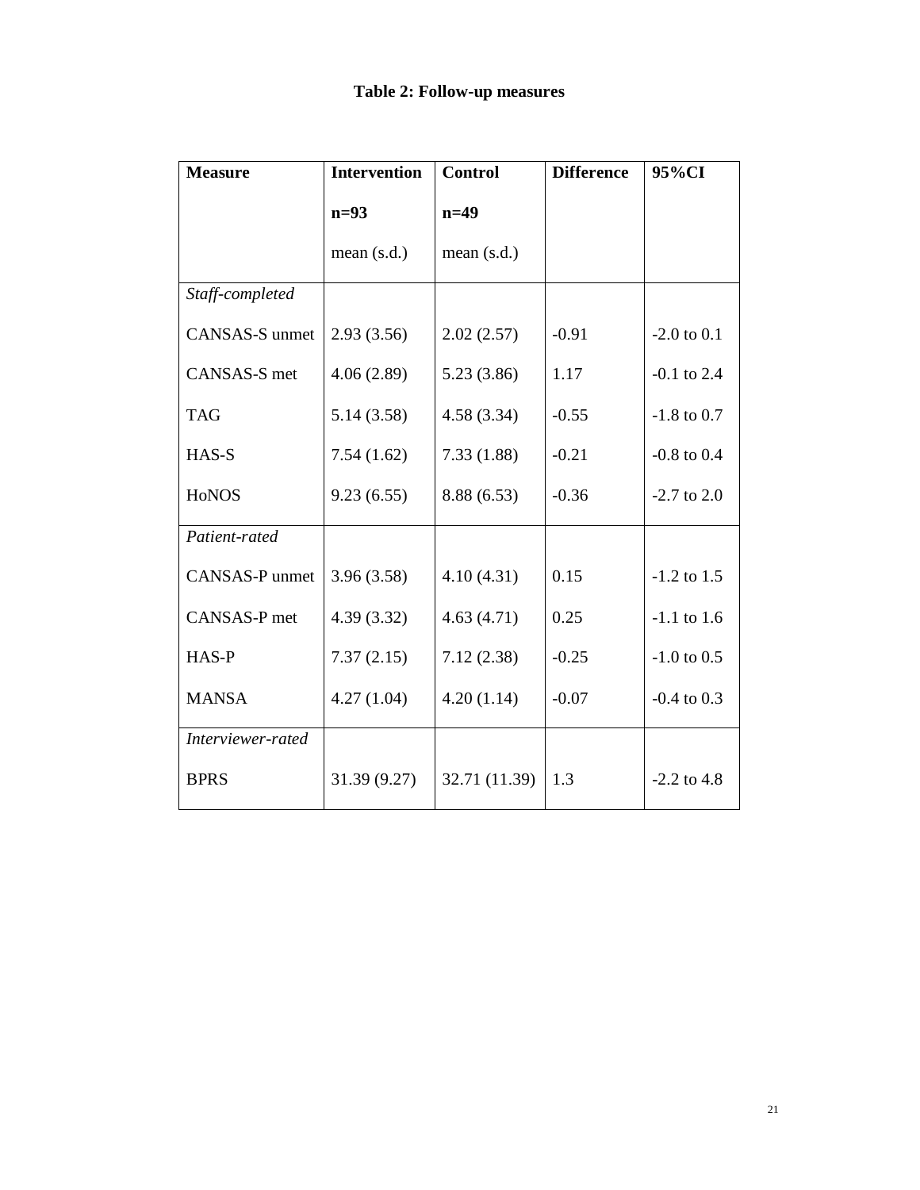**Table 2: Follow-up measures**

| Measure | Intervention n=93 mean (s.d.) | Control n=49 mean (s.d.) | Difference | 95%CI |
|---|---|---|---|---|
| *Staff-completed* | | | | |
| CANSAS-S unmet | 2.93 (3.56) | 2.02 (2.57) | -0.91 | -2.0 to 0.1 |
| CANSAS-S met | 4.06 (2.89) | 5.23 (3.86) | 1.17 | -0.1 to 2.4 |
| TAG | 5.14 (3.58) | 4.58 (3.34) | -0.55 | -1.8 to 0.7 |
| HAS-S | 7.54 (1.62) | 7.33 (1.88) | -0.21 | -0.8 to 0.4 |
| HoNOS | 9.23 (6.55) | 8.88 (6.53) | -0.36 | -2.7 to 2.0 |
| *Patient-rated* | | | | |
| CANSAS-P unmet | 3.96 (3.58) | 4.10 (4.31) | 0.15 | -1.2 to 1.5 |
| CANSAS-P met | 4.39 (3.32) | 4.63 (4.71) | 0.25 | -1.1 to 1.6 |
| HAS-P | 7.37 (2.15) | 7.12 (2.38) | -0.25 | -1.0 to 0.5 |
| MANSA | 4.27 (1.04) | 4.20 (1.14) | -0.07 | -0.4 to 0.3 |
| *Interviewer-rated* | | | | |
| BPRS | 31.39 (9.27) | 32.71 (11.39) | 1.3 | -2.2 to 4.8 |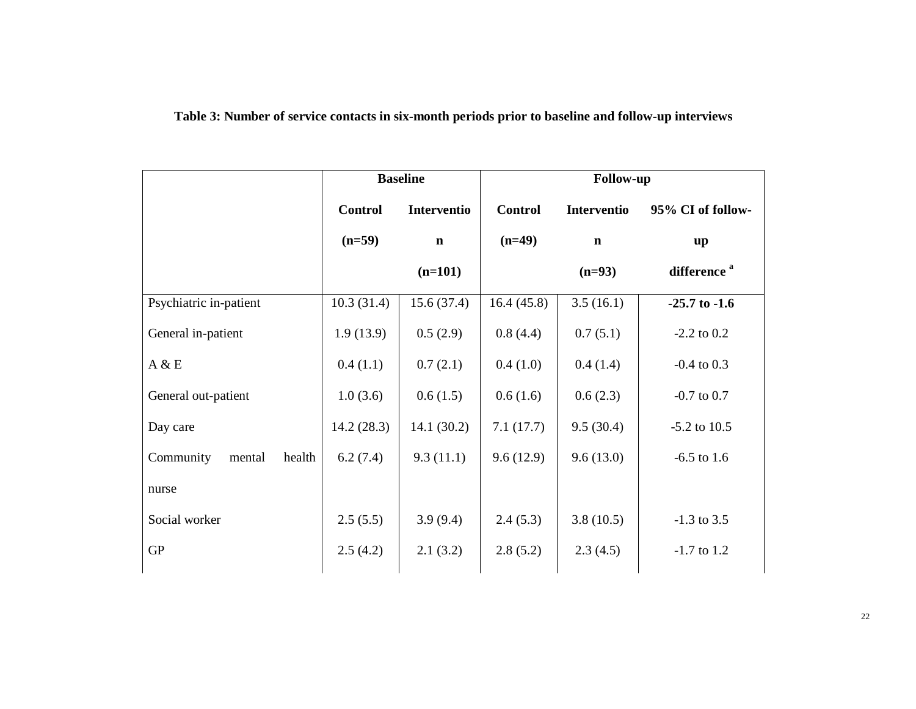**Table 3: Number of service contacts in six-month periods prior to baseline and follow-up interviews**

| | Baseline | | Follow-up | | |
|---|---|---|---|---|---|
| | Control (n=59) | Intervention (n=101) | Control (n=49) | Intervention (n=93) | 95% CI of follow-up difference [a] |
| Psychiatric in-patient | 10.3 (31.4) | 15.6 (37.4) | 16.4 (45.8) | 3.5 (16.1) | **-25.7 to -1.6** |
| General in-patient | 1.9 (13.9) | 0.5 (2.9) | 0.8 (4.4) | 0.7 (5.1) | -2.2 to 0.2 |
| A & E | 0.4 (1.1) | 0.7 (2.1) | 0.4 (1.0) | 0.4 (1.4) | -0.4 to 0.3 |
| General out-patient | 1.0 (3.6) | 0.6 (1.5) | 0.6 (1.6) | 0.6 (2.3) | -0.7 to 0.7 |
| Day care | 14.2 (28.3) | 14.1 (30.2) | 7.1 (17.7) | 9.5 (30.4) | -5.2 to 10.5 |
| Community mental health nurse | 6.2 (7.4) | 9.3 (11.1) | 9.6 (12.9) | 9.6 (13.0) | -6.5 to 1.6 |
| Social worker | 2.5 (5.5) | 3.9 (9.4) | 2.4 (5.3) | 3.8 (10.5) | -1.3 to 3.5 |
| GP | 2.5 (4.2) | 2.1 (3.2) | 2.8 (5.2) | 2.3 (4.5) | -1.7 to 1.2 |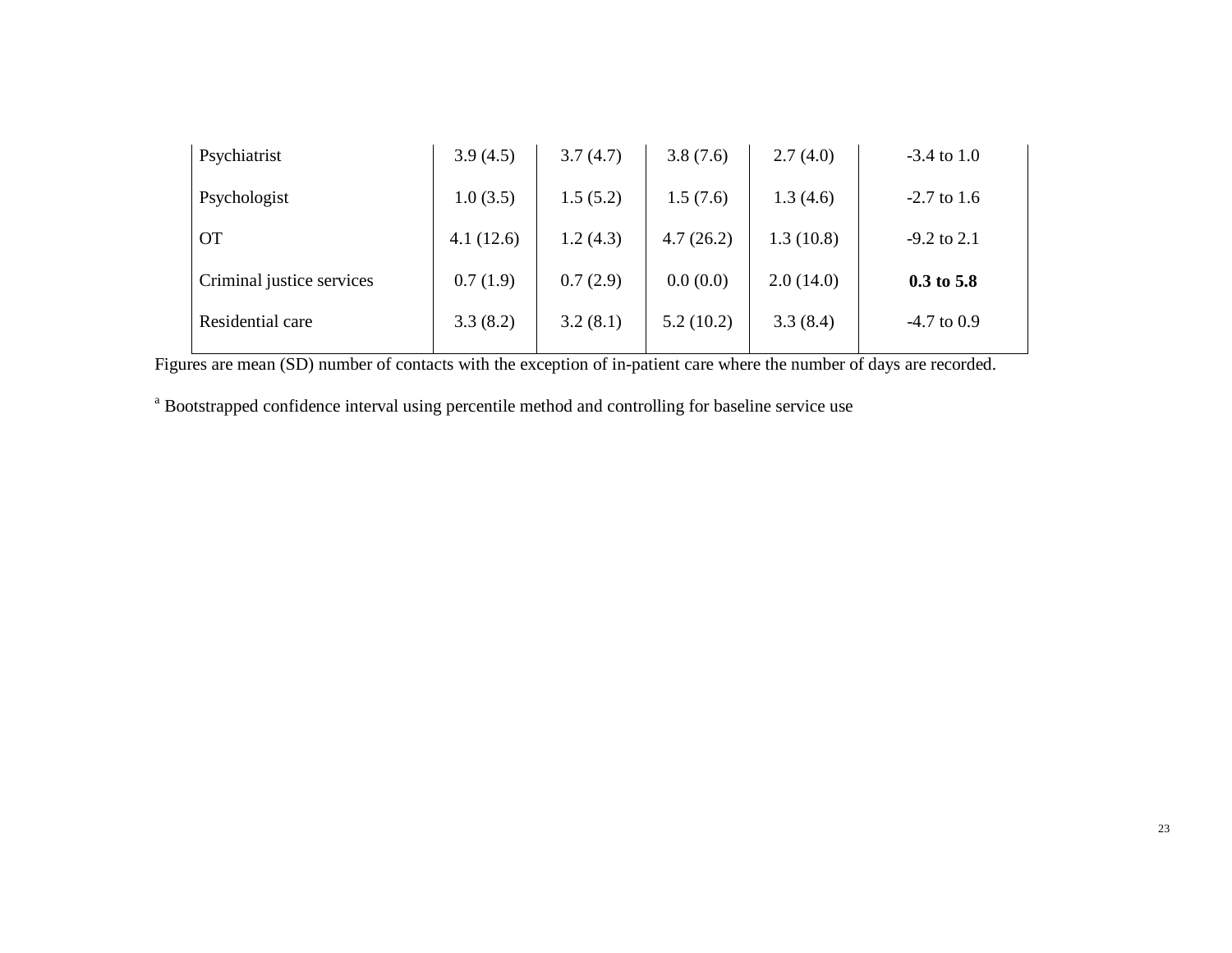| | | | | | |
|---|---|---|---|---|---|
| Psychiatrist | 3.9 (4.5) | 3.7 (4.7) | 3.8 (7.6) | 2.7 (4.0) | -3.4 to 1.0 |
| Psychologist | 1.0 (3.5) | 1.5 (5.2) | 1.5 (7.6) | 1.3 (4.6) | -2.7 to 1.6 |
| OT | 4.1 (12.6) | 1.2 (4.3) | 4.7 (26.2) | 1.3 (10.8) | -9.2 to 2.1 |
| Criminal justice services | 0.7 (1.9) | 0.7 (2.9) | 0.0 (0.0) | 2.0 (14.0) | **0.3 to 5.8** |
| Residential care | 3.3 (8.2) | 3.2 (8.1) | 5.2 (10.2) | 3.3 (8.4) | -4.7 to 0.9 |

Figures are mean (SD) number of contacts with the exception of in-patient care where the number of days are recorded.

[a] Bootstrapped confidence interval using percentile method and controlling for baseline service use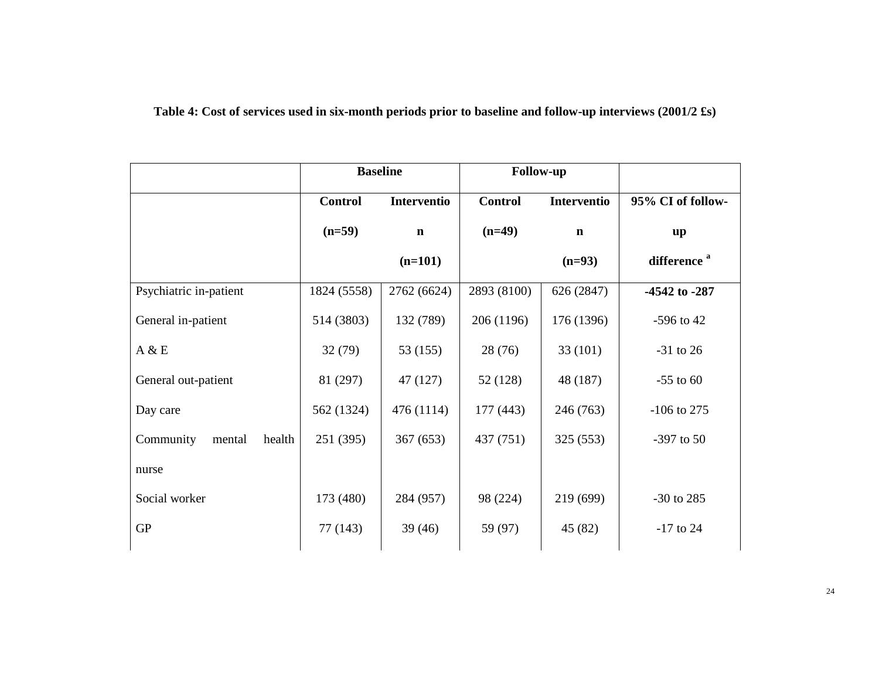**Table 4: Cost of services used in six-month periods prior to baseline and follow-up interviews (2001/2 £s)**

| | Baseline | | Follow-up | | |
|---|---|---|---|---|---|
| | Control (n=59) | Intervention (n=101) | Control (n=49) | Intervention (n=93) | 95% CI of follow-up difference [a] |
| Psychiatric in-patient | 1824 (5558) | 2762 (6624) | 2893 (8100) | 626 (2847) | **-4542 to -287** |
| General in-patient | 514 (3803) | 132 (789) | 206 (1196) | 176 (1396) | -596 to 42 |
| A & E | 32 (79) | 53 (155) | 28 (76) | 33 (101) | -31 to 26 |
| General out-patient | 81 (297) | 47 (127) | 52 (128) | 48 (187) | -55 to 60 |
| Day care | 562 (1324) | 476 (1114) | 177 (443) | 246 (763) | -106 to 275 |
| Community mental health nurse | 251 (395) | 367 (653) | 437 (751) | 325 (553) | -397 to 50 |
| Social worker | 173 (480) | 284 (957) | 98 (224) | 219 (699) | -30 to 285 |
| GP | 77 (143) | 39 (46) | 59 (97) | 45 (82) | -17 to 24 |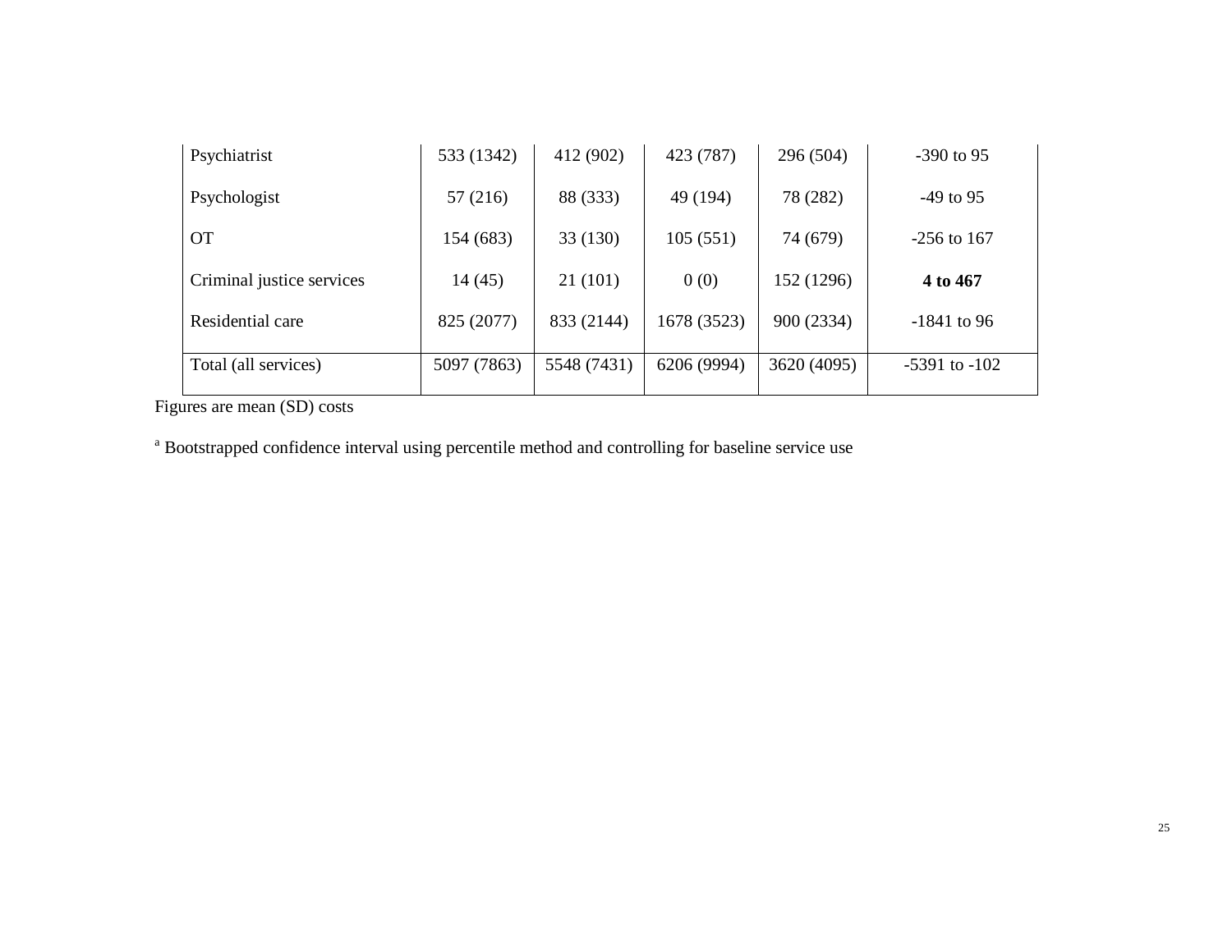| | | | | | |
|---|---|---|---|---|---|
| Psychiatrist | 533 (1342) | 412 (902) | 423 (787) | 296 (504) | -390 to 95 |
| Psychologist | 57 (216) | 88 (333) | 49 (194) | 78 (282) | -49 to 95 |
| OT | 154 (683) | 33 (130) | 105 (551) | 74 (679) | -256 to 167 |
| Criminal justice services | 14 (45) | 21 (101) | 0 (0) | 152 (1296) | **4 to 467** |
| Residential care | 825 (2077) | 833 (2144) | 1678 (3523) | 900 (2334) | -1841 to 96 |
| Total (all services) | 5097 (7863) | 5548 (7431) | 6206 (9994) | 3620 (4095) | -5391 to -102 |

Figures are mean (SD) costs

[a] Bootstrapped confidence interval using percentile method and controlling for baseline service use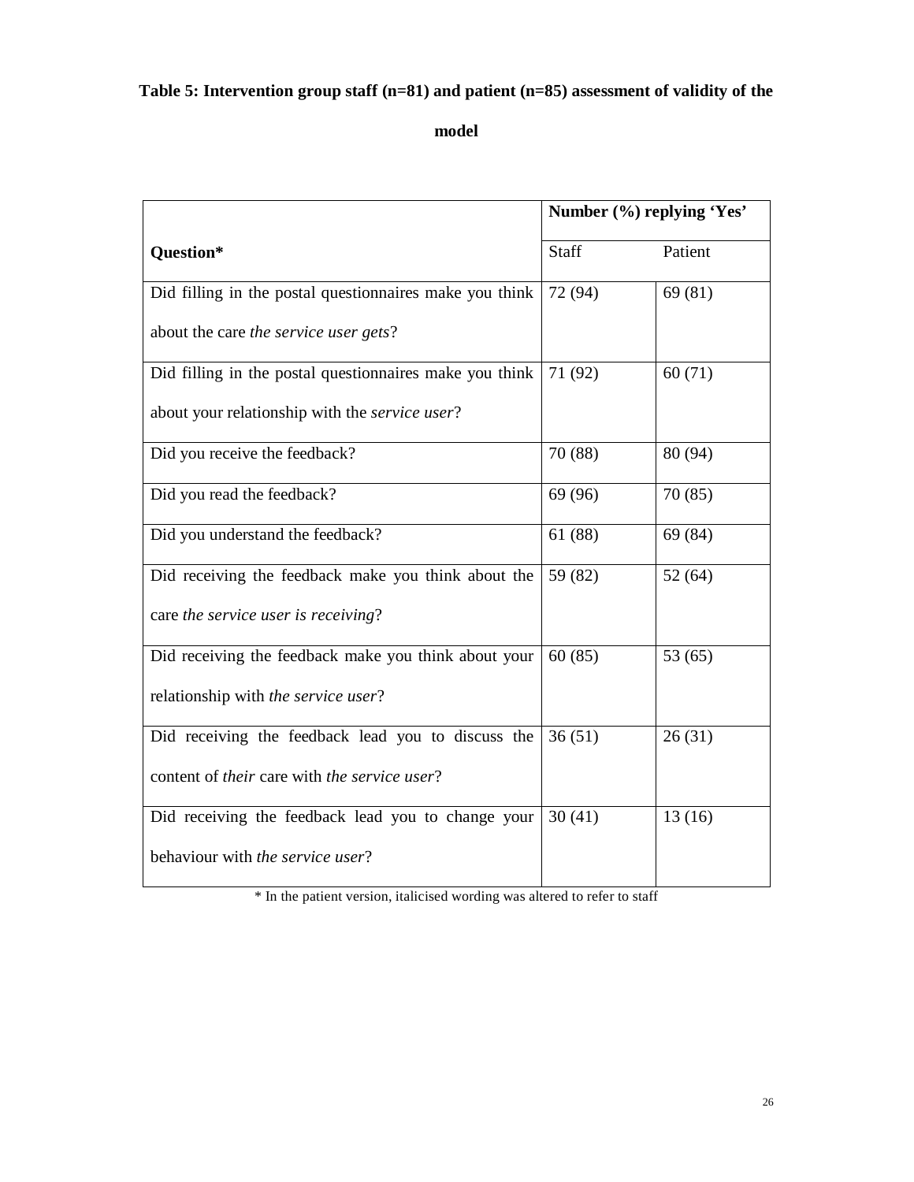**Table 5: Intervention group staff (n=81) and patient (n=85) assessment of validity of the model**

| Question* | Number (%) replying 'Yes' | |
|---|---|---|
| | Staff | Patient |
| Did filling in the postal questionnaires make you think about the care *the service user gets*? | 72 (94) | 69 (81) |
| Did filling in the postal questionnaires make you think about your relationship with the *service user*? | 71 (92) | 60 (71) |
| Did you receive the feedback? | 70 (88) | 80 (94) |
| Did you read the feedback? | 69 (96) | 70 (85) |
| Did you understand the feedback? | 61 (88) | 69 (84) |
| Did receiving the feedback make you think about the care *the service user is receiving*? | 59 (82) | 52 (64) |
| Did receiving the feedback make you think about your relationship with *the service user*? | 60 (85) | 53 (65) |
| Did receiving the feedback lead you to discuss the content of *their* care with *the service user*? | 36 (51) | 26 (31) |
| Did receiving the feedback lead you to change your behaviour with *the service user*? | 30 (41) | 13 (16) |

* In the patient version, italicised wording was altered to refer to staff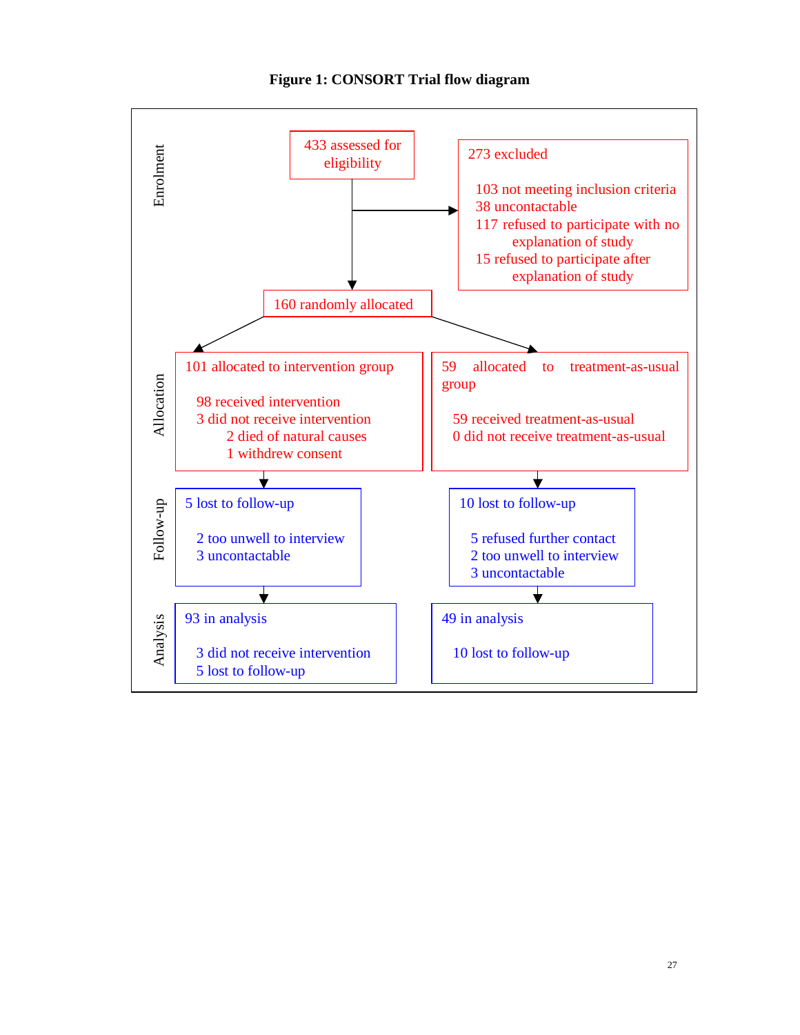**Figure 1: CONSORT Trial flow diagram**

**Enrolment**

433 assessed for eligibility

273 excluded

- 103 not meeting inclusion criteria
- 38 uncontactable
- 117 refused to participate with no explanation of study
- 15 refused to participate after explanation of study

160 randomly allocated

**Allocation**

101 allocated to intervention group

- 98 received intervention
- 3 did not receive intervention
  - 2 died of natural causes
  - 1 withdrew consent

59 allocated to treatment-as-usual group

- 59 received treatment-as-usual
- 0 did not receive treatment-as-usual

**Follow-up**

Intervention group: 5 lost to follow-up

- 2 too unwell to interview
- 3 uncontactable

Treatment-as-usual group: 10 lost to follow-up

- 5 refused further contact
- 2 too unwell to interview
- 3 uncontactable

**Analysis**

Intervention group: 93 in analysis

- 3 did not receive intervention
- 5 lost to follow-up

Treatment-as-usual group: 49 in analysis

- 10 lost to follow-up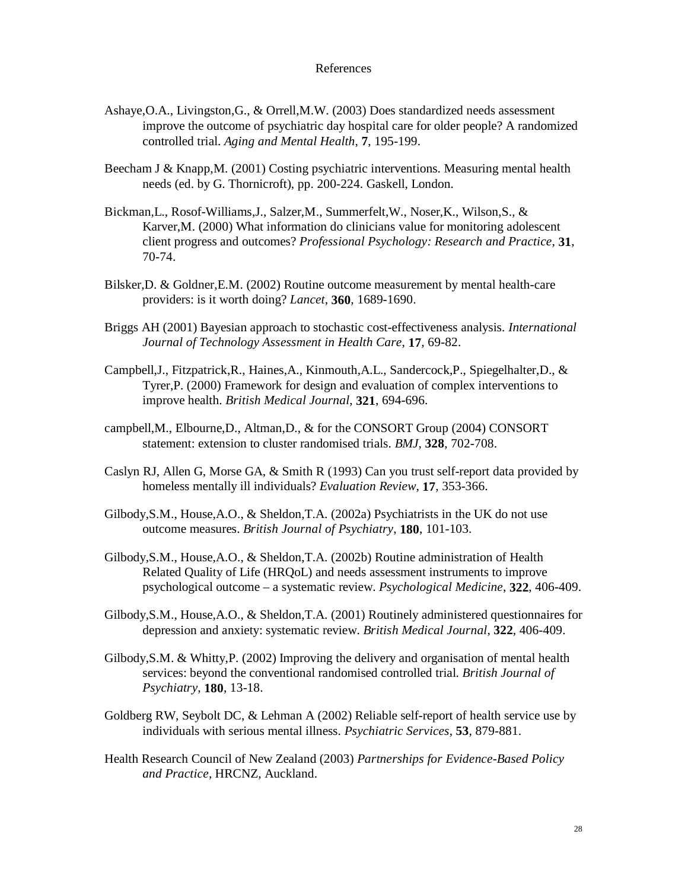# References

Ashaye,O.A., Livingston,G., & Orrell,M.W. (2003) Does standardized needs assessment improve the outcome of psychiatric day hospital care for older people? A randomized controlled trial. *Aging and Mental Health*, **7**, 195-199.

Beecham J & Knapp,M. (2001) Costing psychiatric interventions. Measuring mental health needs (ed. by G. Thornicroft), pp. 200-224. Gaskell, London.

Bickman,L., Rosof-Williams,J., Salzer,M., Summerfelt,W., Noser,K., Wilson,S., & Karver,M. (2000) What information do clinicians value for monitoring adolescent client progress and outcomes? *Professional Psychology: Research and Practice*, **31**, 70-74.

Bilsker,D. & Goldner,E.M. (2002) Routine outcome measurement by mental health-care providers: is it worth doing? *Lancet*, **360**, 1689-1690.

Briggs AH (2001) Bayesian approach to stochastic cost-effectiveness analysis. *International Journal of Technology Assessment in Health Care*, **17**, 69-82.

Campbell,J., Fitzpatrick,R., Haines,A., Kinmouth,A.L., Sandercock,P., Spiegelhalter,D., & Tyrer,P. (2000) Framework for design and evaluation of complex interventions to improve health. *British Medical Journal*, **321**, 694-696.

campbell,M., Elbourne,D., Altman,D., & for the CONSORT Group (2004) CONSORT statement: extension to cluster randomised trials. *BMJ*, **328**, 702-708.

Caslyn RJ, Allen G, Morse GA, & Smith R (1993) Can you trust self-report data provided by homeless mentally ill individuals? *Evaluation Review*, **17**, 353-366.

Gilbody,S.M., House,A.O., & Sheldon,T.A. (2002a) Psychiatrists in the UK do not use outcome measures. *British Journal of Psychiatry*, **180**, 101-103.

Gilbody,S.M., House,A.O., & Sheldon,T.A. (2002b) Routine administration of Health Related Quality of Life (HRQoL) and needs assessment instruments to improve psychological outcome – a systematic review. *Psychological Medicine*, **322**, 406-409.

Gilbody,S.M., House,A.O., & Sheldon,T.A. (2001) Routinely administered questionnaires for depression and anxiety: systematic review. *British Medical Journal*, **322**, 406-409.

Gilbody,S.M. & Whitty,P. (2002) Improving the delivery and organisation of mental health services: beyond the conventional randomised controlled trial. *British Journal of Psychiatry*, **180**, 13-18.

Goldberg RW, Seybolt DC, & Lehman A (2002) Reliable self-report of health service use by individuals with serious mental illness. *Psychiatric Services*, **53**, 879-881.

Health Research Council of New Zealand (2003) *Partnerships for Evidence-Based Policy and Practice*, HRCNZ, Auckland.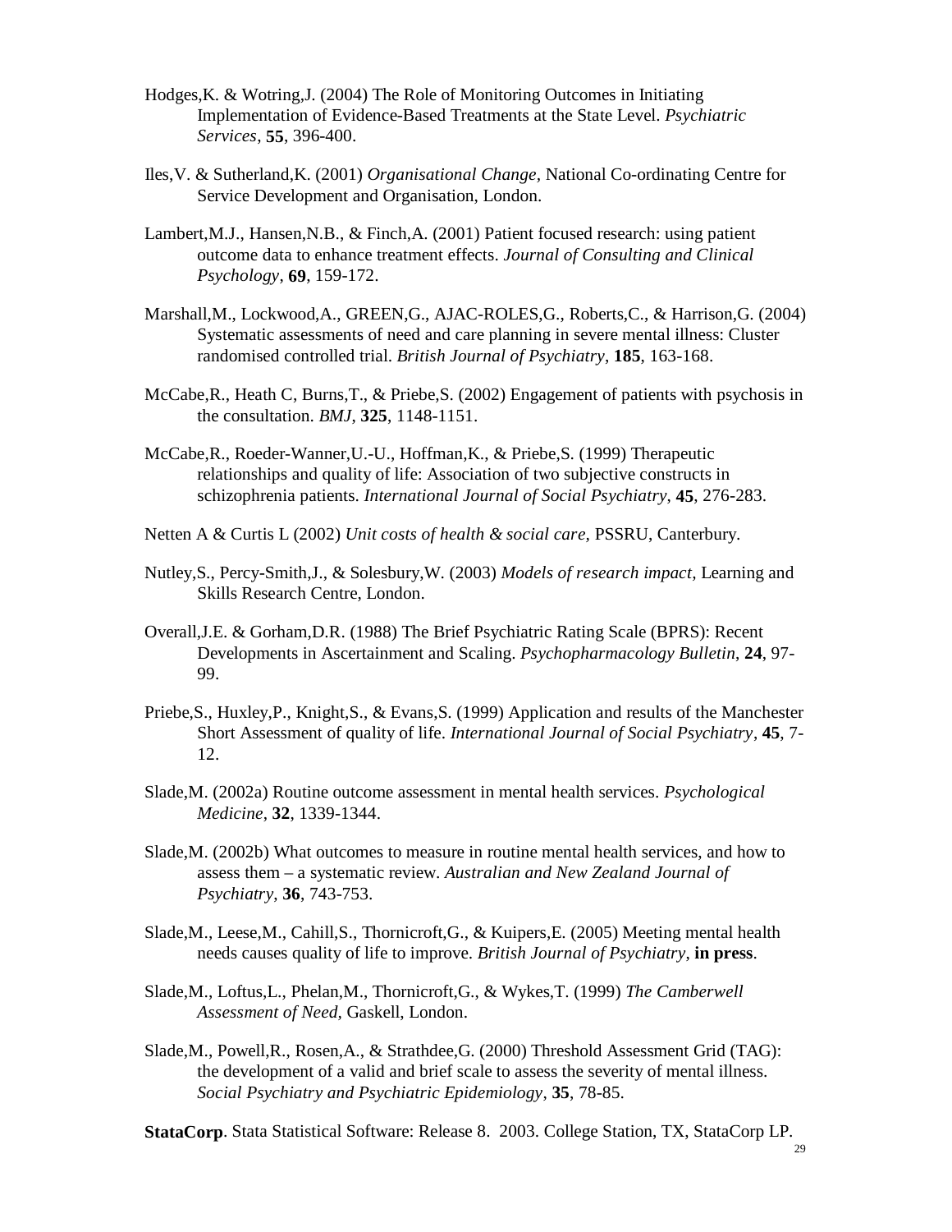Hodges,K. & Wotring,J. (2004) The Role of Monitoring Outcomes in Initiating Implementation of Evidence-Based Treatments at the State Level. *Psychiatric Services*, **55**, 396-400.

Iles,V. & Sutherland,K. (2001) *Organisational Change*, National Co-ordinating Centre for Service Development and Organisation, London.

Lambert,M.J., Hansen,N.B., & Finch,A. (2001) Patient focused research: using patient outcome data to enhance treatment effects. *Journal of Consulting and Clinical Psychology*, **69**, 159-172.

Marshall,M., Lockwood,A., GREEN,G., AJAC-ROLES,G., Roberts,C., & Harrison,G. (2004) Systematic assessments of need and care planning in severe mental illness: Cluster randomised controlled trial. *British Journal of Psychiatry*, **185**, 163-168.

McCabe,R., Heath C, Burns,T., & Priebe,S. (2002) Engagement of patients with psychosis in the consultation. *BMJ*, **325**, 1148-1151.

McCabe,R., Roeder-Wanner,U.-U., Hoffman,K., & Priebe,S. (1999) Therapeutic relationships and quality of life: Association of two subjective constructs in schizophrenia patients. *International Journal of Social Psychiatry*, **45**, 276-283.

Netten A & Curtis L (2002) *Unit costs of health & social care*, PSSRU, Canterbury.

Nutley,S., Percy-Smith,J., & Solesbury,W. (2003) *Models of research impact*, Learning and Skills Research Centre, London.

Overall,J.E. & Gorham,D.R. (1988) The Brief Psychiatric Rating Scale (BPRS): Recent Developments in Ascertainment and Scaling. *Psychopharmacology Bulletin*, **24**, 97-99.

Priebe,S., Huxley,P., Knight,S., & Evans,S. (1999) Application and results of the Manchester Short Assessment of quality of life. *International Journal of Social Psychiatry*, **45**, 7-12.

Slade,M. (2002a) Routine outcome assessment in mental health services. *Psychological Medicine*, **32**, 1339-1344.

Slade,M. (2002b) What outcomes to measure in routine mental health services, and how to assess them – a systematic review. *Australian and New Zealand Journal of Psychiatry*, **36**, 743-753.

Slade,M., Leese,M., Cahill,S., Thornicroft,G., & Kuipers,E. (2005) Meeting mental health needs causes quality of life to improve. *British Journal of Psychiatry*, **in press**.

Slade,M., Loftus,L., Phelan,M., Thornicroft,G., & Wykes,T. (1999) *The Camberwell Assessment of Need*, Gaskell, London.

Slade,M., Powell,R., Rosen,A., & Strathdee,G. (2000) Threshold Assessment Grid (TAG): the development of a valid and brief scale to assess the severity of mental illness. *Social Psychiatry and Psychiatric Epidemiology*, **35**, 78-85.

**StataCorp**. Stata Statistical Software: Release 8. 2003. College Station, TX, StataCorp LP.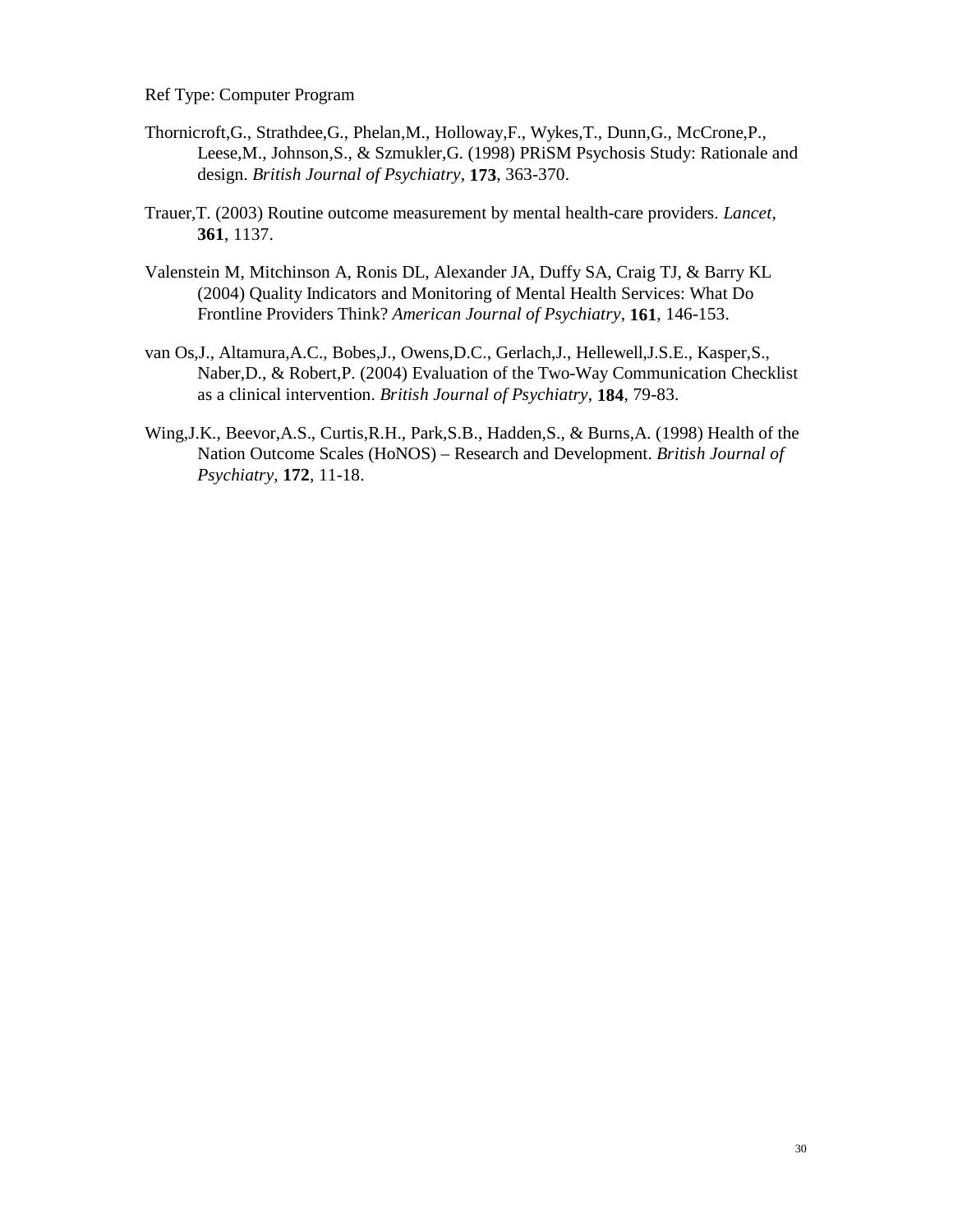Ref Type: Computer Program

Thornicroft,G., Strathdee,G., Phelan,M., Holloway,F., Wykes,T., Dunn,G., McCrone,P., Leese,M., Johnson,S., & Szmukler,G. (1998) PRiSM Psychosis Study: Rationale and design. *British Journal of Psychiatry*, **173**, 363-370.

Trauer,T. (2003) Routine outcome measurement by mental health-care providers. *Lancet*, **361**, 1137.

Valenstein M, Mitchinson A, Ronis DL, Alexander JA, Duffy SA, Craig TJ, & Barry KL (2004) Quality Indicators and Monitoring of Mental Health Services: What Do Frontline Providers Think? *American Journal of Psychiatry*, **161**, 146-153.

van Os,J., Altamura,A.C., Bobes,J., Owens,D.C., Gerlach,J., Hellewell,J.S.E., Kasper,S., Naber,D., & Robert,P. (2004) Evaluation of the Two-Way Communication Checklist as a clinical intervention. *British Journal of Psychiatry*, **184**, 79-83.

Wing,J.K., Beevor,A.S., Curtis,R.H., Park,S.B., Hadden,S., & Burns,A. (1998) Health of the Nation Outcome Scales (HoNOS) – Research and Development. *British Journal of Psychiatry*, **172**, 11-18.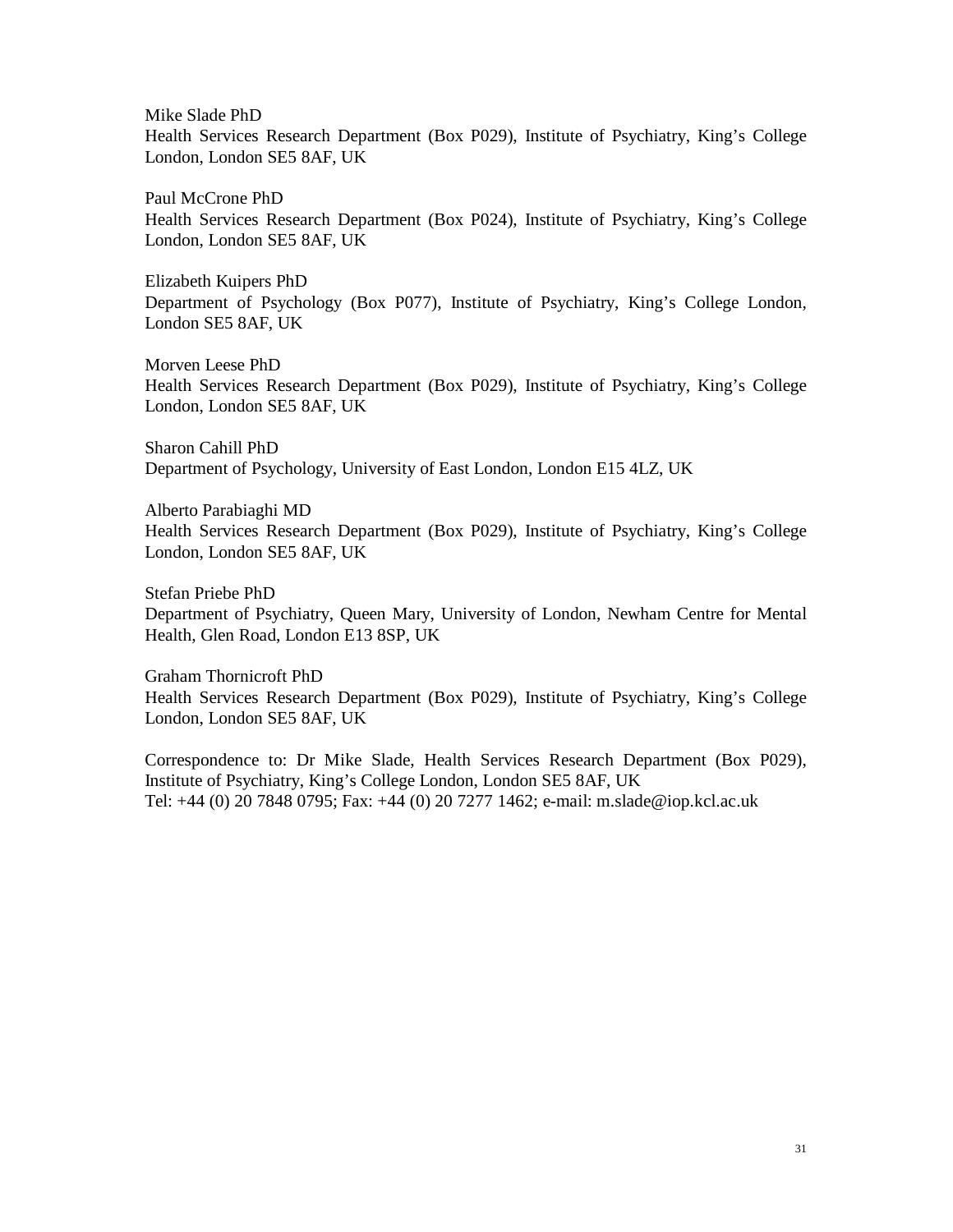Mike Slade PhD
Health Services Research Department (Box P029), Institute of Psychiatry, King's College London, London SE5 8AF, UK

Paul McCrone PhD
Health Services Research Department (Box P024), Institute of Psychiatry, King's College London, London SE5 8AF, UK

Elizabeth Kuipers PhD
Department of Psychology (Box P077), Institute of Psychiatry, King's College London, London SE5 8AF, UK

Morven Leese PhD
Health Services Research Department (Box P029), Institute of Psychiatry, King's College London, London SE5 8AF, UK

Sharon Cahill PhD
Department of Psychology, University of East London, London E15 4LZ, UK

Alberto Parabiaghi MD
Health Services Research Department (Box P029), Institute of Psychiatry, King's College London, London SE5 8AF, UK

Stefan Priebe PhD
Department of Psychiatry, Queen Mary, University of London, Newham Centre for Mental Health, Glen Road, London E13 8SP, UK

Graham Thornicroft PhD
Health Services Research Department (Box P029), Institute of Psychiatry, King's College London, London SE5 8AF, UK

Correspondence to: Dr Mike Slade, Health Services Research Department (Box P029), Institute of Psychiatry, King's College London, London SE5 8AF, UK
Tel: +44 (0) 20 7848 0795; Fax: +44 (0) 20 7277 1462; e-mail: m.slade@iop.kcl.ac.uk